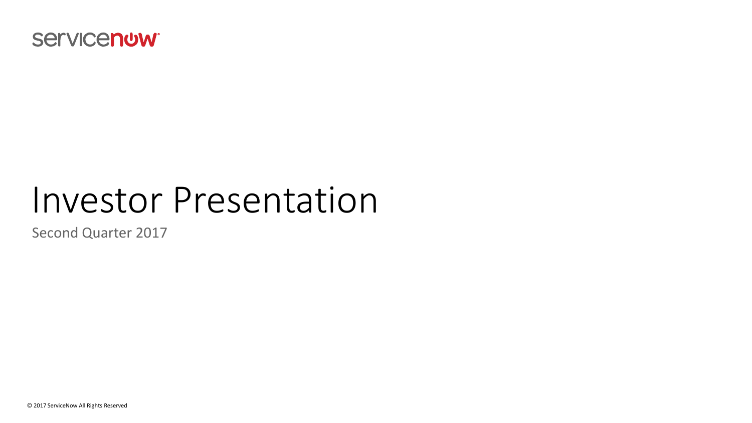servicenow

# Investor Presentation

Second Quarter 2017

© 2017 ServiceNow All Rights Reserved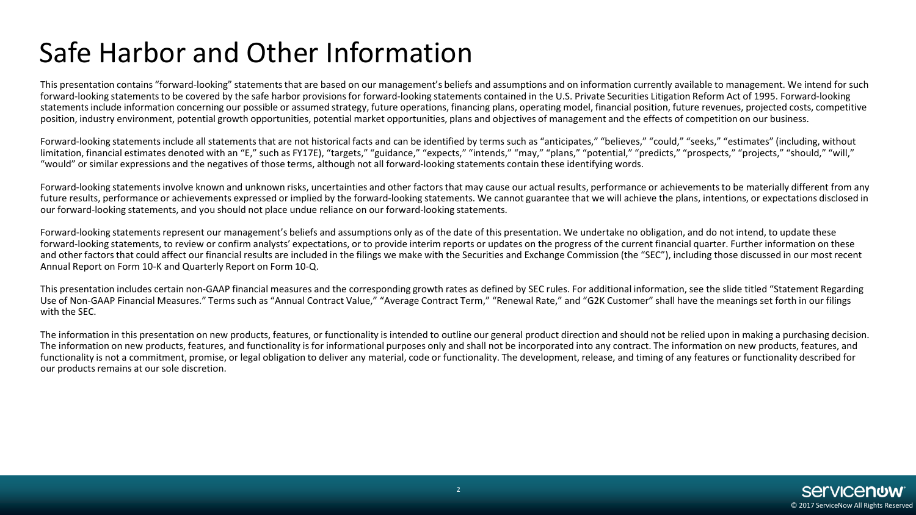# Safe Harbor and Other Information

This presentation contains "forward-looking" statements that are based on our management's beliefs and assumptions and on information currently available to management. We intend for such forward-looking statements to be covered by the safe harbor provisions for forward-looking statements contained in the U.S. Private Securities Litigation Reform Act of 1995. Forward-looking statements include information concerning our possible or assumed strategy, future operations, financing plans, operating model, financial position, future revenues, projected costs, competitive position, industry environment, potential growth opportunities, potential market opportunities, plans and objectives of management and the effects of competition on our business.

Forward-looking statements include all statements that are not historical facts and can be identified by terms such as "anticipates," "believes," "could," "seeks," "estimates" (including, without limitation, financial estimates denoted with an "E," such as FY17E), "targets," "guidance," "expects," "intends," "may," "plans," "potential," "predicts," "prospects," "projects," "should," "will," "would" or similar expressions and the negatives of those terms, although not all forward-looking statements contain these identifying words.

Forward-looking statements involve known and unknown risks, uncertainties and other factors that may cause our actual results, performance or achievements to be materially different from any future results, performance or achievements expressed or implied by the forward-looking statements. We cannot guarantee that we will achieve the plans, intentions, or expectations disclosed in our forward-looking statements, and you should not place undue reliance on our forward-looking statements.

Forward-looking statements represent our management's beliefs and assumptions only as of the date of this presentation. We undertake no obligation, and do not intend, to update these forward-looking statements, to review or confirm analysts' expectations, or to provide interim reports or updates on the progress of the current financial quarter. Further information on these and other factors that could affect our financial results are included in the filings we make with the Securities and Exchange Commission (the "SEC"), including those discussed in our most recent Annual Report on Form 10-K and Quarterly Report on Form 10-Q.

This presentation includes certain non-GAAP financial measures and the corresponding growth rates as defined by SEC rules. For additional information, see the slide titled "Statement Regarding Use of Non-GAAP Financial Measures." Terms such as "Annual Contract Value," "Average Contract Term," "Renewal Rate," and "G2K Customer" shall have the meanings set forth in our filings with the SEC.

The information in this presentation on new products, features, or functionality is intended to outline our general product direction and should not be relied upon in making a purchasing decision. The information on new products, features, and functionality is for informational purposes only and shall not be incorporated into any contract. The information on new products, features, and functionality is not a commitment, promise, or legal obligation to deliver any material, code or functionality. The development, release, and timing of any features or functionality described for our products remains at our sole discretion.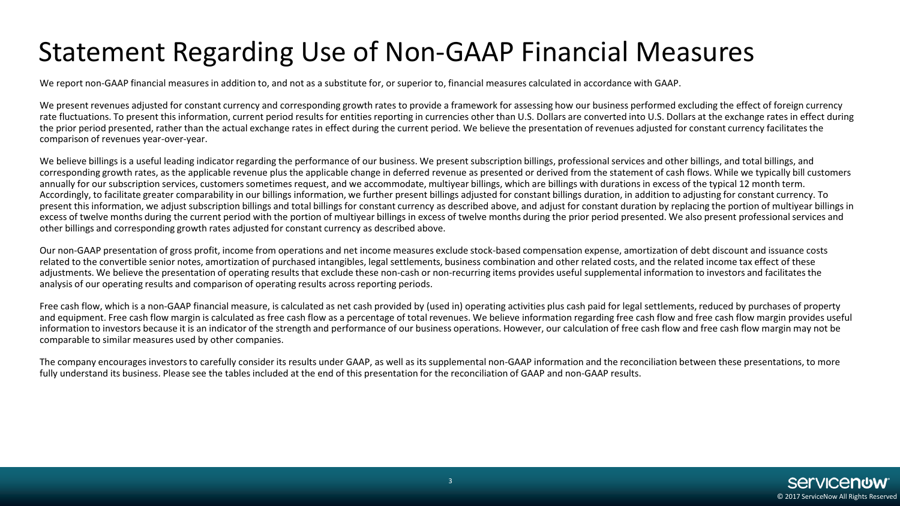# Statement Regarding Use of Non-GAAP Financial Measures

We report non-GAAP financial measures in addition to, and not as a substitute for, or superior to, financial measures calculated in accordance with GAAP.

We present revenues adjusted for constant currency and corresponding growth rates to provide a framework for assessing how our business performed excluding the effect of foreign currency rate fluctuations. To present this information, current period results for entities reporting in currencies other than U.S. Dollars are converted into U.S. Dollars at the exchange rates in effect during the prior period presented, rather than the actual exchange rates in effect during the current period. We believe the presentation of revenues adjusted for constant currency facilitates the comparison of revenues year-over-year.

We believe billings is a useful leading indicator regarding the performance of our business. We present subscription billings, professional services and other billings, and total billings, and corresponding growth rates, as the applicable revenue plus the applicable change in deferred revenue as presented or derived from the statement of cash flows. While we typically bill customers annually for our subscription services, customers sometimes request, and we accommodate, multiyear billings, which are billings with durations in excess of the typical 12 month term. Accordingly, to facilitate greater comparability in our billings information, we further present billings adjusted for constant billings duration, in addition to adjusting for constant currency. To present this information, we adjust subscription billings and total billings for constant currency as described above, and adjust for constant duration by replacing the portion of multiyear billings in excess of twelve months during the current period with the portion of multiyear billings in excess of twelve months during the prior period presented. We also present professional services and other billings and corresponding growth rates adjusted for constant currency as described above.

Our non-GAAP presentation of gross profit, income from operations and net income measures exclude stock-based compensation expense, amortization of debt discount and issuance costs related to the convertible senior notes, amortization of purchased intangibles, legal settlements, business combination and other related costs, and the related income tax effect of these adjustments. We believe the presentation of operating results that exclude these non-cash or non-recurring items provides useful supplemental information to investors and facilitates the analysis of our operating results and comparison of operating results across reporting periods.

Free cash flow, which is a non-GAAP financial measure, is calculated as net cash provided by (used in) operating activities plus cash paid for legal settlements, reduced by purchases of property and equipment. Free cash flow margin is calculated as free cash flow as a percentage of total revenues. We believe information regarding free cash flow and free cash flow margin provides useful information to investors because it is an indicator of the strength and performance of our business operations. However, our calculation of free cash flow and free cash flow margin may not be comparable to similar measures used by other companies.

The company encourages investors to carefully consider its results under GAAP, as well as its supplemental non-GAAP information and the reconciliation between these presentations, to more fully understand its business. Please see the tables included at the end of this presentation for the reconciliation of GAAP and non-GAAP results.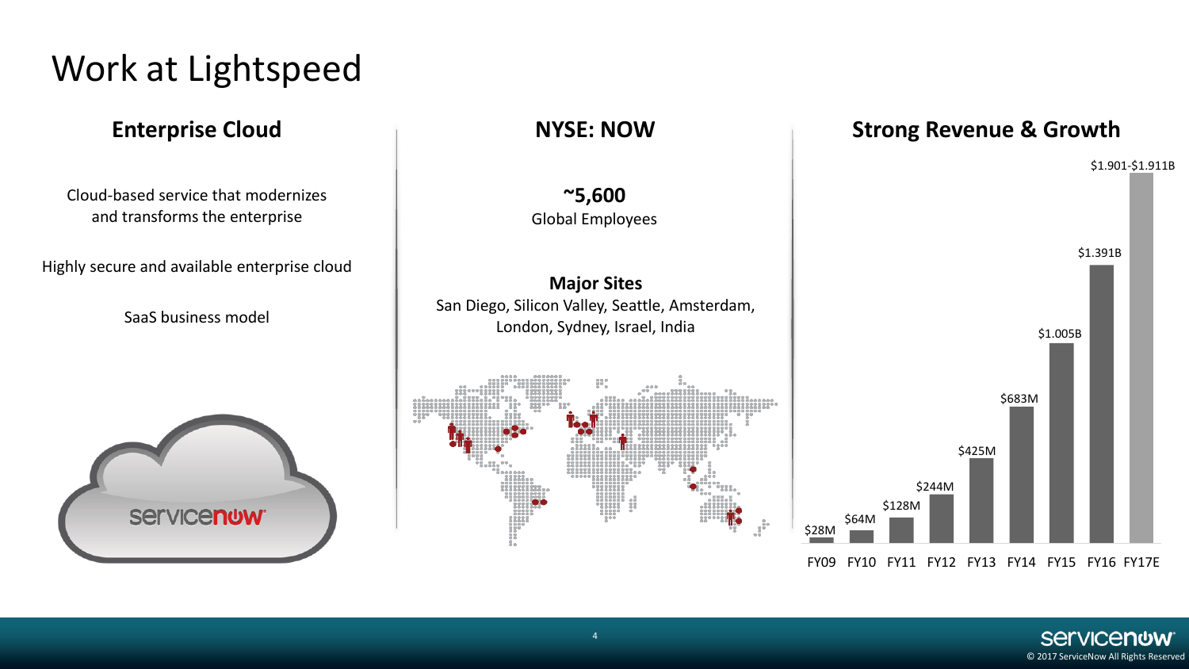# Work at Lightspeed

## Enterprise Cloud

Cloud-based service that modernizes and transforms the enterprise

Highly secure and available enterprise cloud

SaaS business model

## NYSE: NOW

**~5,600**
Global Employees

**Major Sites**
San Diego, Silicon Valley, Seattle, Amsterdam, London, Sydney, Israel, India

## Strong Revenue & Growth

$28M
$64M
$128M
$244M
$425M
$683M
$1.005B
$1.391B
$1.901-$1.911B

FY09 FY10 FY11 FY12 FY13 FY14 FY15 FY16 FY17E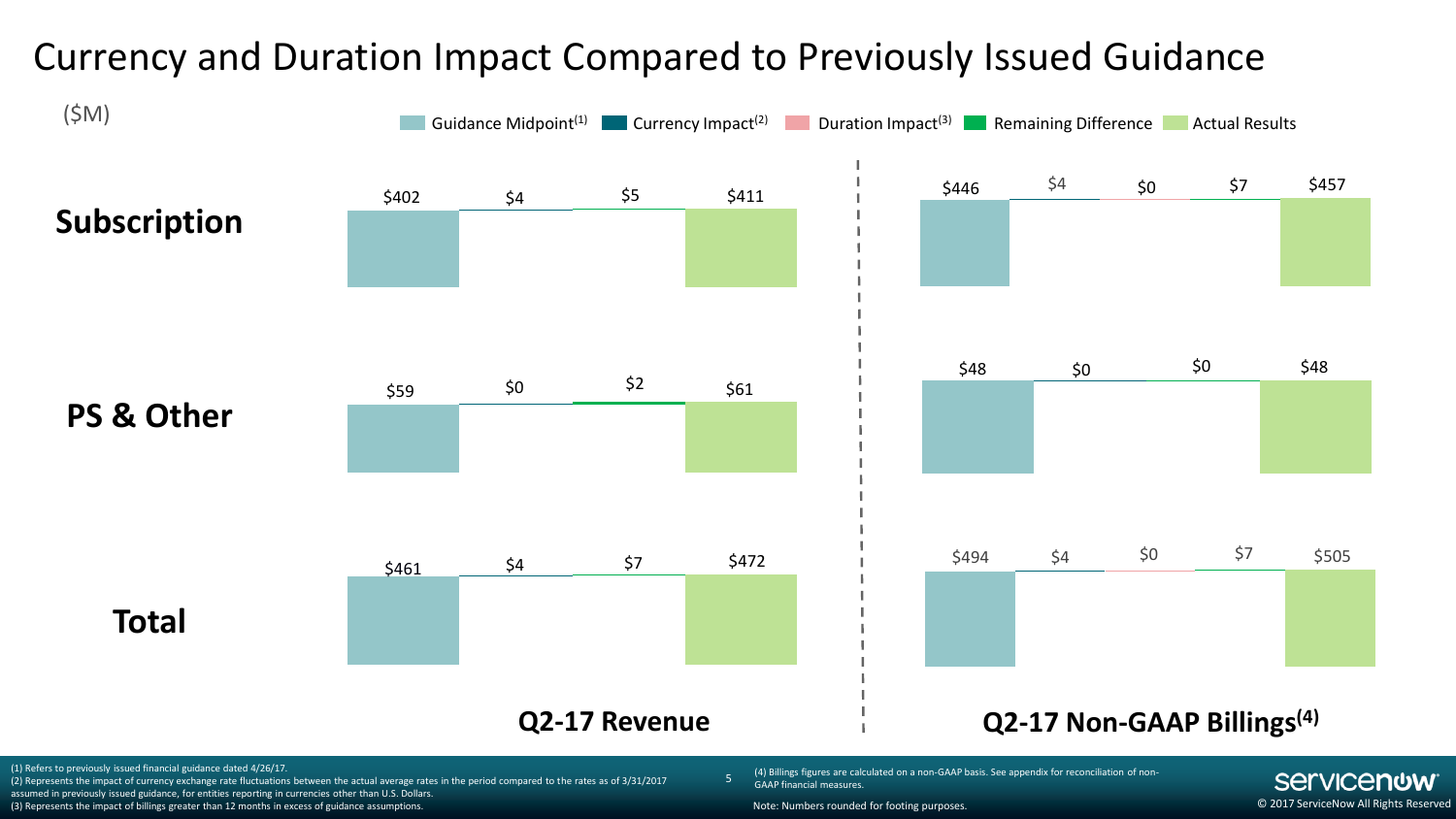# Currency and Duration Impact Compared to Previously Issued Guidance

($M)

Guidance Midpoint[1] | Currency Impact[2] | Duration Impact[3] | Remaining Difference | Actual Results

## Q2-17 Revenue

**Subscription**
$402 $4 $5 $411

**PS & Other**
$59 $0 $2 $61

**Total**
$461 $4 $7 $472

## Q2-17 Non-GAAP Billings[4]

**Subscription**
$446 $4 $0 $7 $457

**PS & Other**
$48 $0 $0 $48

**Total**
$494 $4 $0 $7 $505

(1) Refers to previously issued financial guidance dated 4/26/17.
(2) Represents the impact of currency exchange rate fluctuations between the actual average rates in the period compared to the rates as of 3/31/2017 assumed in previously issued guidance, for entities reporting in currencies other than U.S. Dollars.
(3) Represents the impact of billings greater than 12 months in excess of guidance assumptions.
(4) Billings figures are calculated on a non-GAAP basis. See appendix for reconciliation of non-GAAP financial measures.

Note: Numbers rounded for footing purposes.

servicenow
© 2017 ServiceNow All Rights Reserved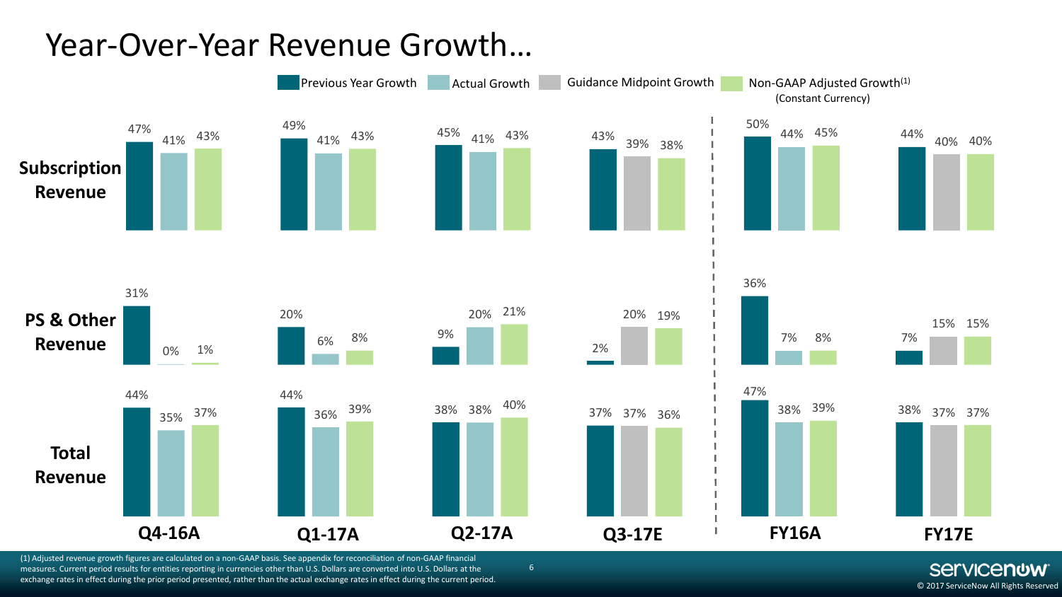# Year-Over-Year Revenue Growth…

Previous Year Growth | Actual Growth | Guidance Midpoint Growth | Non-GAAP Adjusted Growth[1] (Constant Currency)

**Subscription Revenue**

Q4-16A: 47% 41% 43%
Q1-17A: 49% 41% 43%
Q2-17A: 45% 41% 43%
Q3-17E: 43% 39% 38%
FY16A: 50% 44% 45%
FY17E: 44% 40% 40%

**PS & Other Revenue**

Q4-16A: 31% 0% 1%
Q1-17A: 20% 6% 8%
Q2-17A: 9% 20% 21%
Q3-17E: 2% 20% 19%
FY16A: 36% 7% 8%
FY17E: 7% 15% 15%

**Total Revenue**

Q4-16A: 44% 35% 37%
Q1-17A: 44% 36% 39%
Q2-17A: 38% 38% 40%
Q3-17E: 37% 37% 36%
FY16A: 47% 38% 39%
FY17E: 38% 37% 37%

**Q4-16A** **Q1-17A** **Q2-17A** **Q3-17E** **FY16A** **FY17E**

(1) Adjusted revenue growth figures are calculated on a non-GAAP basis. See appendix for reconciliation of non-GAAP financial measures. Current period results for entities reporting in currencies other than U.S. Dollars are converted into U.S. Dollars at the exchange rates in effect during the prior period presented, rather than the actual exchange rates in effect during the current period.

servicenow

© 2017 ServiceNow All Rights Reserved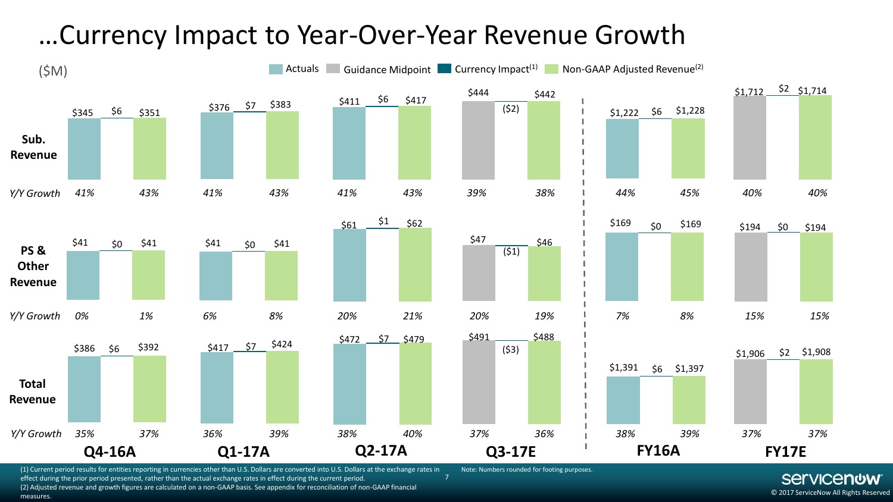# …Currency Impact to Year-Over-Year Revenue Growth

($M)

Actuals | Guidance Midpoint | Currency Impact(1) | Non-GAAP Adjusted Revenue(2)

**Sub. Revenue**

Q4-16A: $345 | $6 | $351

Y/Y Growth: 41% | 43%

Q1-17A: $376 | $7 | $383

Y/Y Growth: 41% | 43%

Q2-17A: $411 | $6 | $417

Y/Y Growth: 41% | 43%

Q3-17E: $444 | ($2) | $442

Y/Y Growth: 39% | 38%

FY16A: $1,222 | $6 | $1,228

Y/Y Growth: 44% | 45%

FY17E: $1,712 | $2 | $1,714

Y/Y Growth: 40% | 40%

**PS & Other Revenue**

Q4-16A: $41 | $0 | $41

Y/Y Growth: 0% | 1%

Q1-17A: $41 | $0 | $41

Y/Y Growth: 6% | 8%

Q2-17A: $61 | $1 | $62

Y/Y Growth: 20% | 21%

Q3-17E: $47 | ($1) | $46

Y/Y Growth: 20% | 19%

FY16A: $169 | $0 | $169

Y/Y Growth: 7% | 8%

FY17E: $194 | $0 | $194

Y/Y Growth: 15% | 15%

**Total Revenue**

Q4-16A: $386 | $6 | $392

Y/Y Growth: 35% | 37%

Q1-17A: $417 | $7 | $424

Y/Y Growth: 36% | 39%

Q2-17A: $472 | $7 | $479

Y/Y Growth: 38% | 40%

Q3-17E: $491 | ($3) | $488

Y/Y Growth: 37% | 36%

FY16A: $1,391 | $6 | $1,397

Y/Y Growth: 38% | 39%

FY17E: $1,906 | $2 | $1,908

Y/Y Growth: 37% | 37%

**Q4-16A** **Q1-17A** **Q2-17A** **Q3-17E** **FY16A** **FY17E**

(1) Current period results for entities reporting in currencies other than U.S. Dollars are converted into U.S. Dollars at the exchange rates in effect during the prior period presented, rather than the actual exchange rates in effect during the current period.
(2) Adjusted revenue and growth figures are calculated on a non-GAAP basis. See appendix for reconciliation of non-GAAP financial measures.

Note: Numbers rounded for footing purposes.

servicenow

© 2017 ServiceNow All Rights Reserved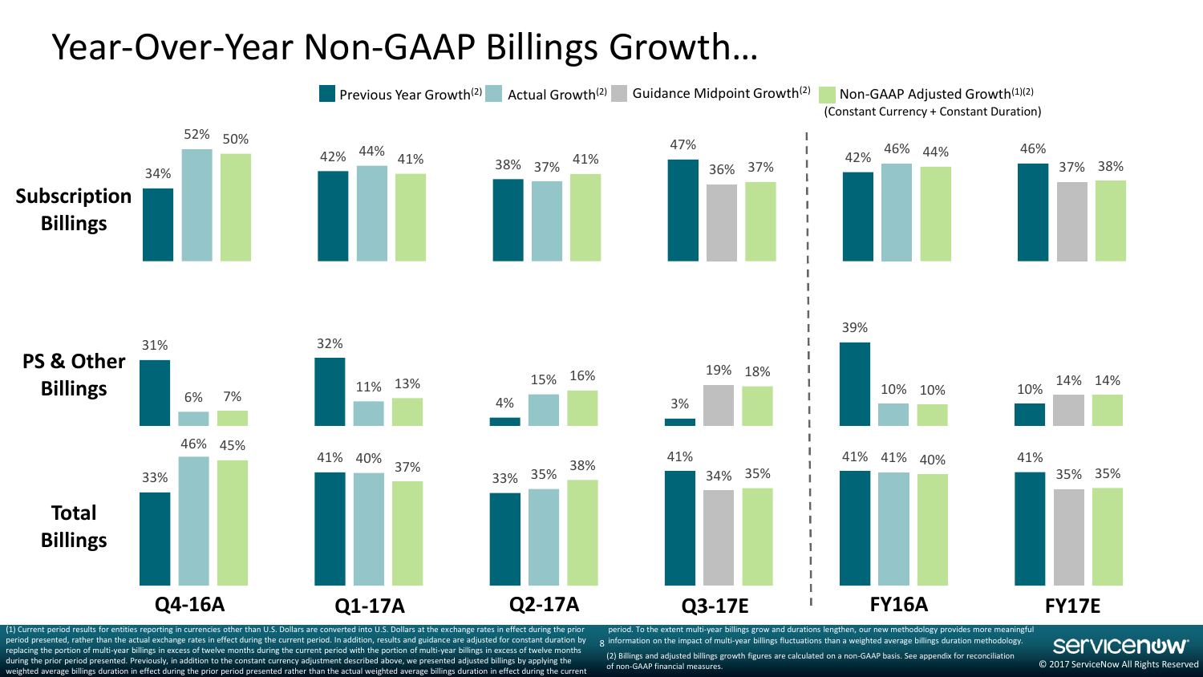# Year-Over-Year Non-GAAP Billings Growth…

Previous Year Growth[2] | Actual Growth[2] | Guidance Midpoint Growth[2] | Non-GAAP Adjusted Growth[1][2] (Constant Currency + Constant Duration)

**Subscription Billings**

Q4-16A: 34% 52% 50%
Q1-17A: 42% 44% 41%
Q2-17A: 38% 37% 41%
Q3-17E: 47% 36% 37%
FY16A: 42% 46% 44%
FY17E: 46% 37% 38%

**PS & Other Billings**

Q4-16A: 31% 6% 7%
Q1-17A: 32% 11% 13%
Q2-17A: 4% 15% 16%
Q3-17E: 3% 19% 18%
FY16A: 39% 10% 10%
FY17E: 10% 14% 14%

**Total Billings**

Q4-16A: 33% 46% 45%
Q1-17A: 41% 40% 37%
Q2-17A: 33% 35% 38%
Q3-17E: 41% 34% 35%
FY16A: 41% 41% 40%
FY17E: 41% 35% 35%

Q4-16A | Q1-17A | Q2-17A | Q3-17E | FY16A | FY17E

(1) Current period results for entities reporting in currencies other than U.S. Dollars are converted into U.S. Dollars at the exchange rates in effect during the prior period presented, rather than the actual exchange rates in effect during the current period. In addition, results and guidance are adjusted for constant duration by replacing the portion of multi-year billings in excess of twelve months during the current period with the portion of multi-year billings in excess of twelve months during the prior period presented. Previously, in addition to the constant currency adjustment described above, we presented adjusted billings by applying the weighted average billings duration in effect during the prior period presented rather than the actual weighted average billings duration in effect during the current period. To the extent multi-year billings grow and durations lengthen, our new methodology provides more meaningful information on the impact of multi-year billings fluctuations than a weighted average billings duration methodology.

(2) Billings and adjusted billings growth figures are calculated on a non-GAAP basis. See appendix for reconciliation of non-GAAP financial measures.

servicenow

© 2017 ServiceNow All Rights Reserved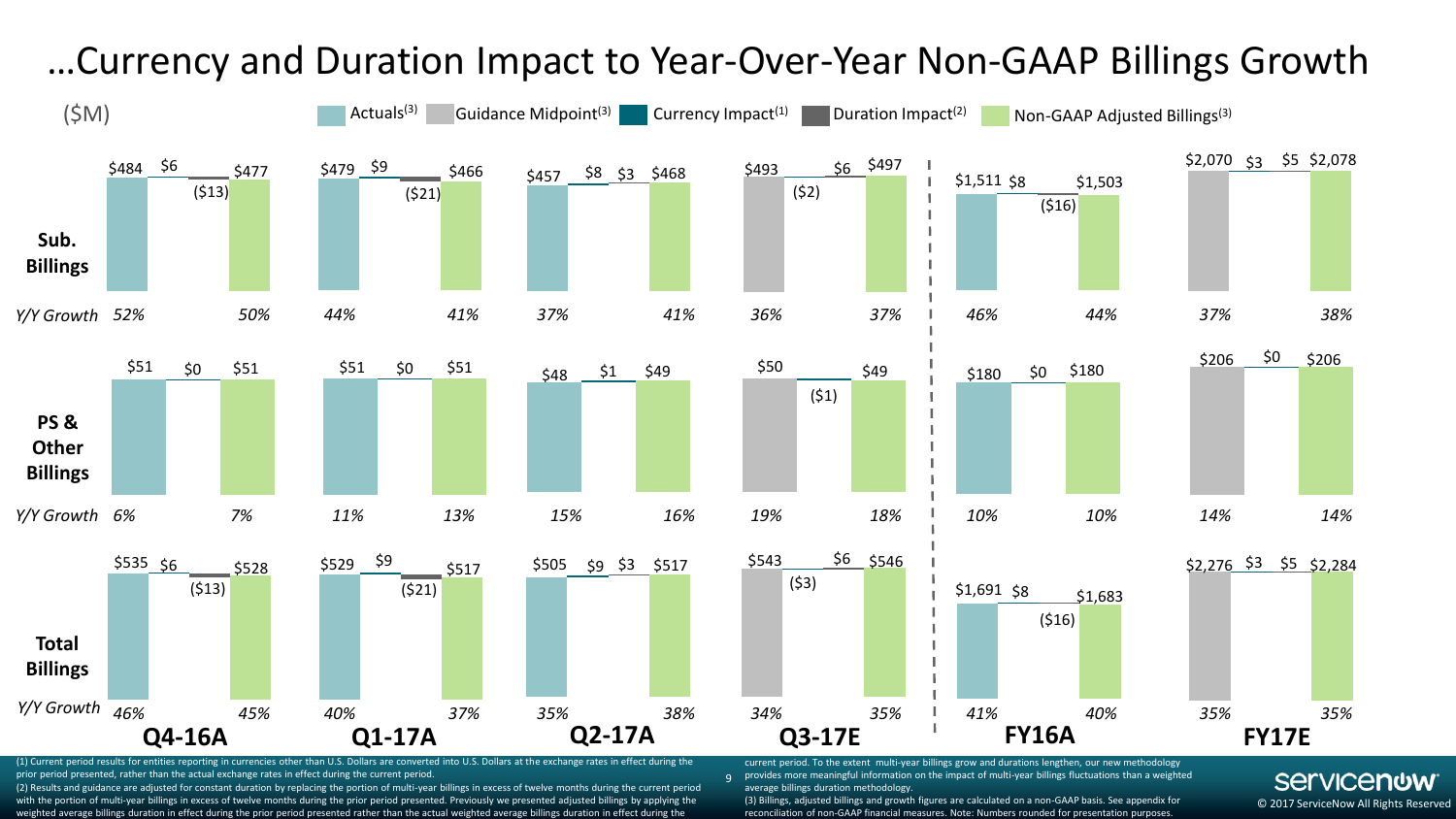# …Currency and Duration Impact to Year-Over-Year Non-GAAP Billings Growth

($M)

Actuals(3) | Guidance Midpoint(3) | Currency Impact(1) | Duration Impact(2) | Non-GAAP Adjusted Billings(3)

**Sub. Billings**

Q4-16A: $484 $6 ($13) $477
Y/Y Growth 52% 50%

Q1-17A: $479 $9 ($21) $466
Y/Y Growth 44% 41%

Q2-17A: $457 $8 $3 $468
Y/Y Growth 37% 41%

Q3-17E: $493 ($2) $6 $497
Y/Y Growth 36% 37%

FY16A: $1,511 $8 ($16) $1,503
Y/Y Growth 46% 44%

FY17E: $2,070 $3 $5 $2,078
Y/Y Growth 37% 38%

**PS & Other Billings**

Q4-16A: $51 $0 $51
Y/Y Growth 6% 7%

Q1-17A: $51 $0 $51
Y/Y Growth 11% 13%

Q2-17A: $48 $1 $49
Y/Y Growth 15% 16%

Q3-17E: $50 ($1) $49
Y/Y Growth 19% 18%

FY16A: $180 $0 $180
Y/Y Growth 10% 10%

FY17E: $206 $0 $206
Y/Y Growth 14% 14%

**Total Billings**

Q4-16A: $535 $6 ($13) $528
Y/Y Growth 46% 45%

Q1-17A: $529 $9 ($21) $517
Y/Y Growth 40% 37%

Q2-17A: $505 $9 $3 $517
Y/Y Growth 35% 38%

Q3-17E: $543 ($3) $6 $546
Y/Y Growth 34% 35%

FY16A: $1,691 $8 ($16) $1,683
Y/Y Growth 41% 40%

FY17E: $2,276 $3 $5 $2,284
Y/Y Growth 35% 35%

**Q4-16A** **Q1-17A** **Q2-17A** **Q3-17E** **FY16A** **FY17E**

(1) Current period results for entities reporting in currencies other than U.S. Dollars are converted into U.S. Dollars at the exchange rates in effect during the prior period presented, rather than the actual exchange rates in effect during the current period.

(2) Results and guidance are adjusted for constant duration by replacing the portion of multi-year billings in excess of twelve months during the current period with the portion of multi-year billings in excess of twelve months during the prior period presented. Previously we presented adjusted billings by applying the weighted average billings duration in effect during the prior period presented rather than the actual weighted average billings duration in effect during the current period. To the extent multi-year billings grow and durations lengthen, our new methodology provides more meaningful information on the impact of multi-year billings fluctuations than a weighted average billings duration methodology.

(3) Billings, adjusted billings and growth figures are calculated on a non-GAAP basis. See appendix for reconciliation of non-GAAP financial measures. Note: Numbers rounded for presentation purposes.

© 2017 ServiceNow All Rights Reserved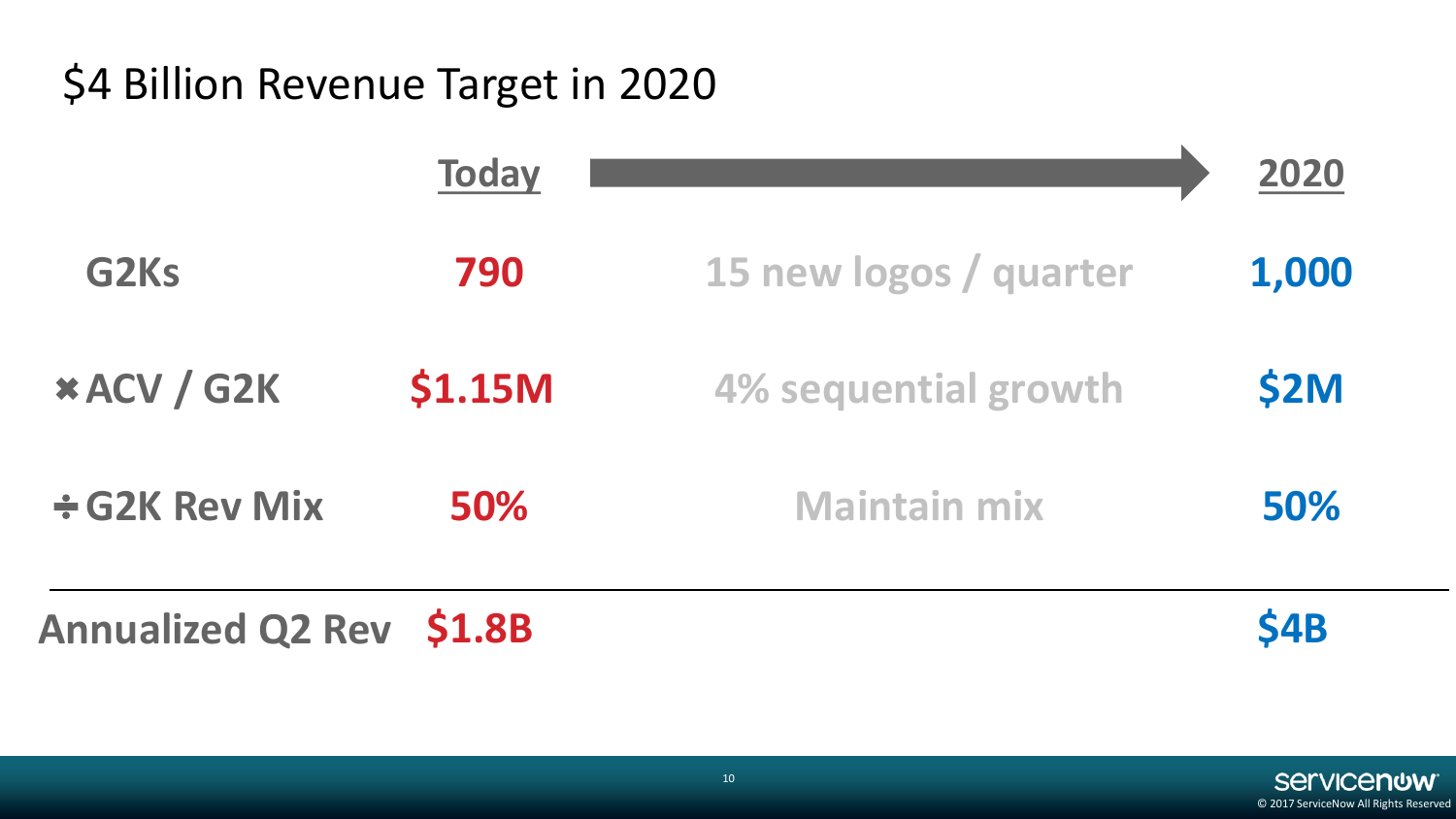# $4 Billion Revenue Target in 2020

| | Today | | 2020 |
|---|---|---|---|
| G2Ks | 790 | 15 new logos / quarter | 1,000 |
| ✖ ACV / G2K | $1.15M | 4% sequential growth | $2M |
| ÷ G2K Rev Mix | 50% | Maintain mix | 50% |
| Annualized Q2 Rev | $1.8B | | $4B |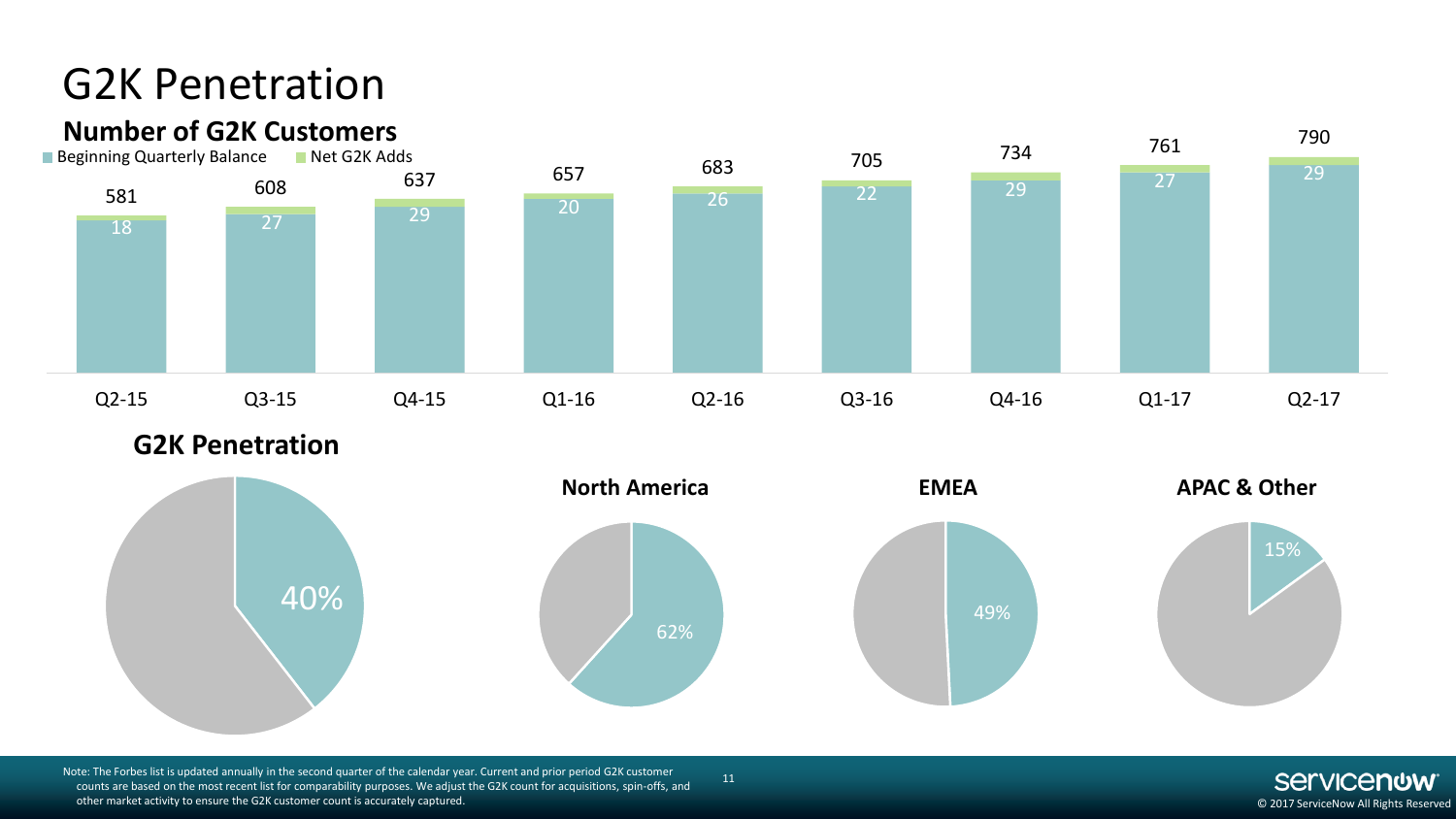# G2K Penetration

## Number of G2K Customers

Beginning Quarterly Balance
Net G2K Adds

Q2-15: 581, 18
Q3-15: 608, 27
Q4-15: 637, 29
Q1-16: 657, 20
Q2-16: 683, 26
Q3-16: 705, 22
Q4-16: 734, 29
Q1-17: 761, 27
Q2-17: 790, 29

## G2K Penetration

40%

North America
62%

EMEA
49%

APAC & Other
15%

Note: The Forbes list is updated annually in the second quarter of the calendar year. Current and prior period G2K customer counts are based on the most recent list for comparability purposes. We adjust the G2K count for acquisitions, spin-offs, and other market activity to ensure the G2K customer count is accurately captured.

servicenow

© 2017 ServiceNow All Rights Reserved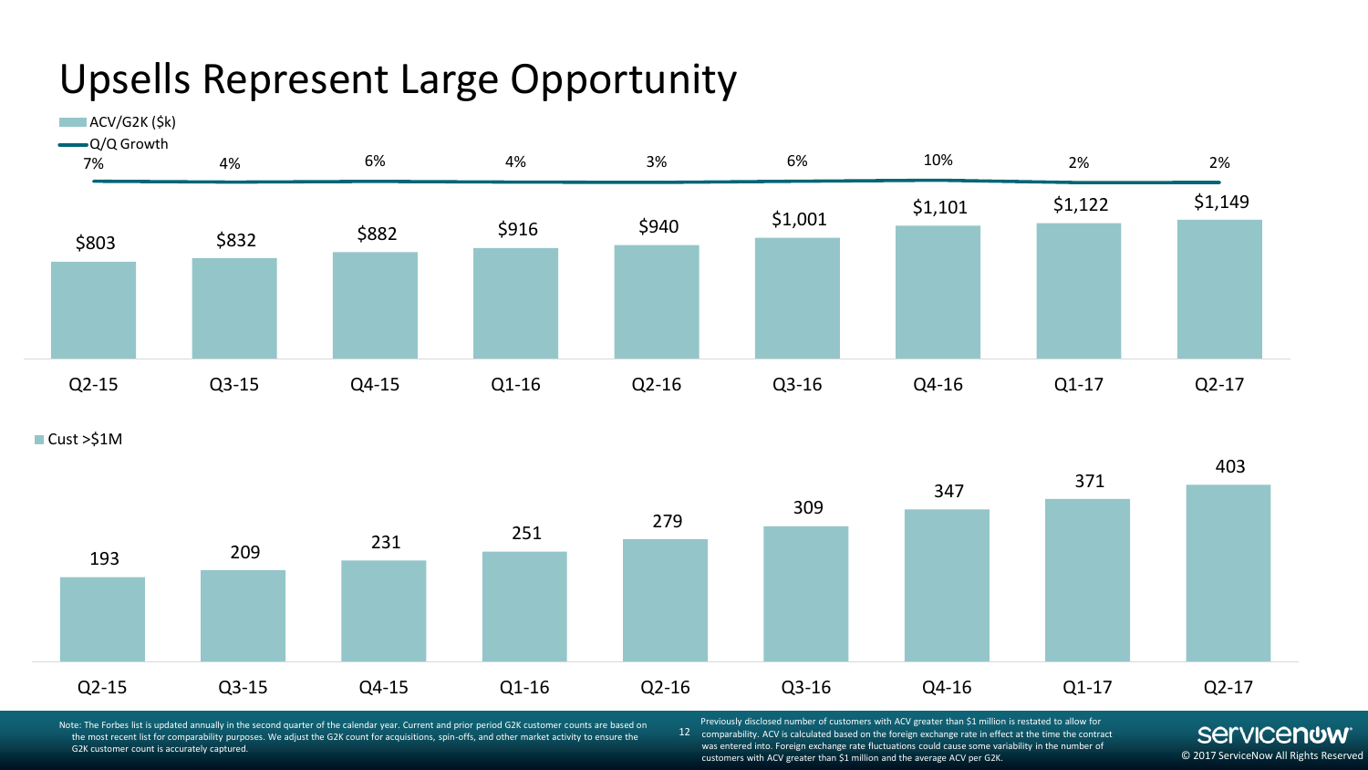# Upsells Represent Large Opportunity

ACV/G2K ($k)
Q/Q Growth

7% 4% 6% 4% 3% 6% 10% 2% 2%

$803 $832 $882 $916 $940 $1,001 $1,101 $1,122 $1,149

Q2-15 Q3-15 Q4-15 Q1-16 Q2-16 Q3-16 Q4-16 Q1-17 Q2-17

Cust >$1M

193 209 231 251 279 309 347 371 403

Q2-15 Q3-15 Q4-15 Q1-16 Q2-16 Q3-16 Q4-16 Q1-17 Q2-17

Note: The Forbes list is updated annually in the second quarter of the calendar year. Current and prior period G2K customer counts are based on the most recent list for comparability purposes. We adjust the G2K count for acquisitions, spin-offs, and other market activity to ensure the G2K customer count is accurately captured.

Previously disclosed number of customers with ACV greater than $1 million is restated to allow for comparability. ACV is calculated based on the foreign exchange rate in effect at the time the contract was entered into. Foreign exchange rate fluctuations could cause some variability in the number of customers with ACV greater than $1 million and the average ACV per G2K.

servicenow

© 2017 ServiceNow All Rights Reserved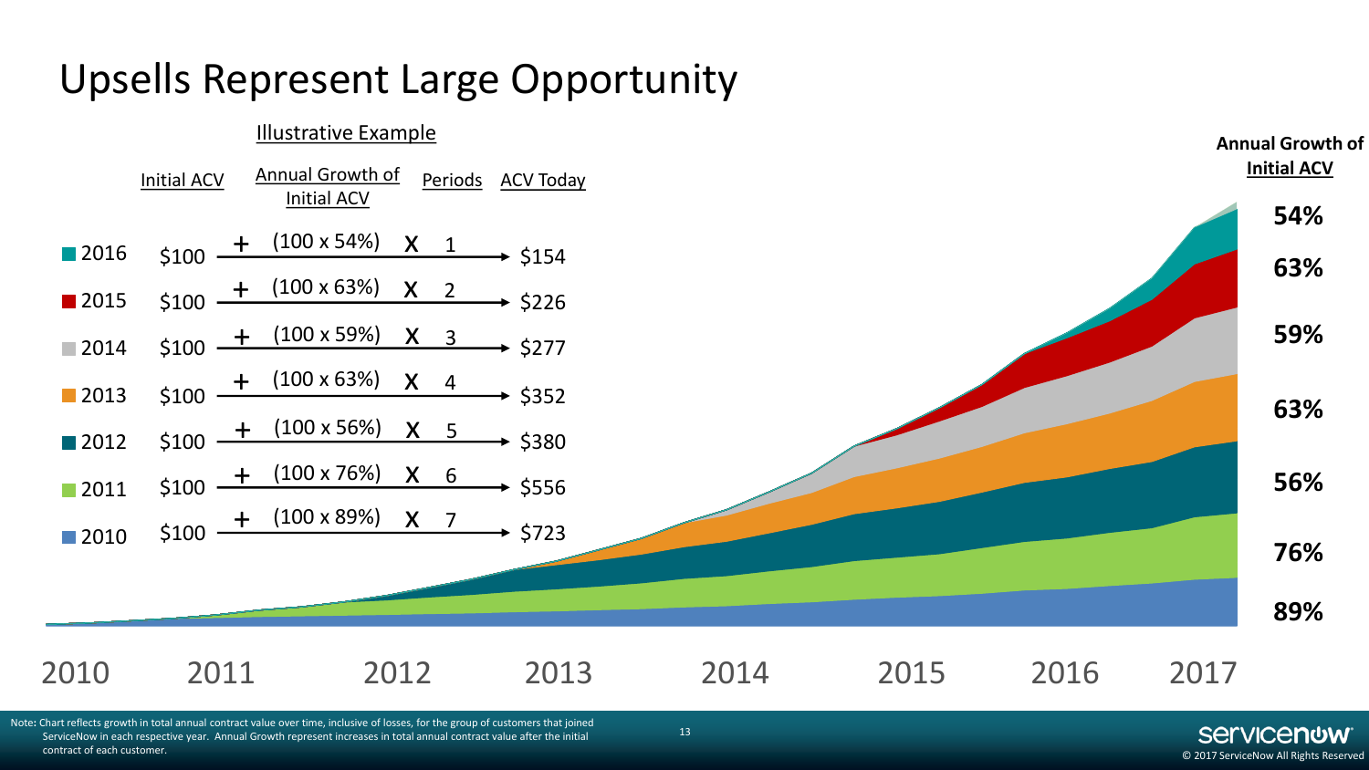# Upsells Represent Large Opportunity

Illustrative Example

| | Initial ACV | Annual Growth of Initial ACV | Periods | ACV Today |
|---|---|---|---|---|
| 2016 | $100 | + (100 x 54%) | x 1 | $154 |
| 2015 | $100 | + (100 x 63%) | x 2 | $226 |
| 2014 | $100 | + (100 x 59%) | x 3 | $277 |
| 2013 | $100 | + (100 x 63%) | x 4 | $352 |
| 2012 | $100 | + (100 x 56%) | x 5 | $380 |
| 2011 | $100 | + (100 x 76%) | x 6 | $556 |
| 2010 | $100 | + (100 x 89%) | x 7 | $723 |

Annual Growth of Initial ACV

54%

63%

59%

63%

56%

76%

89%

2010 2011 2012 2013 2014 2015 2016 2017

Note: Chart reflects growth in total annual contract value over time, inclusive of losses, for the group of customers that joined ServiceNow in each respective year. Annual Growth represent increases in total annual contract value after the initial contract of each customer.

© 2017 ServiceNow All Rights Reserved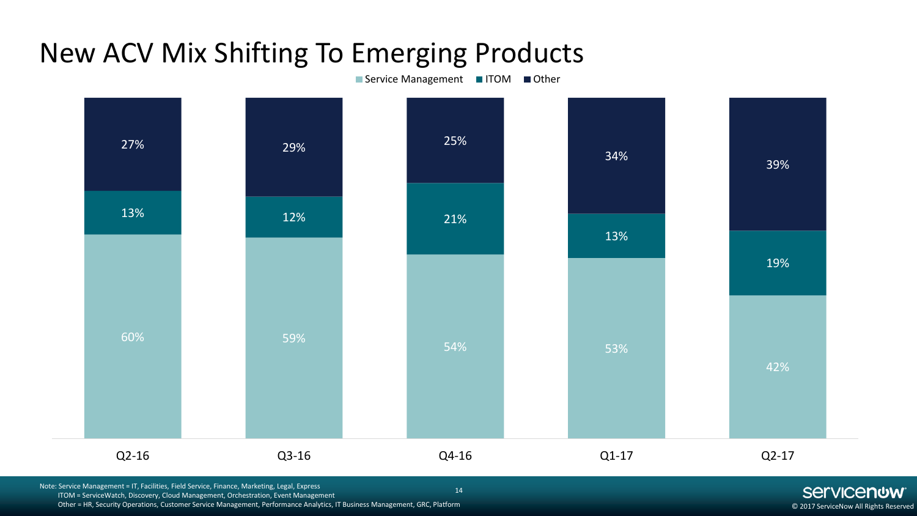# New ACV Mix Shifting To Emerging Products

Service Management ITOM Other

Q2-16: 60% 13% 27%

Q3-16: 59% 12% 29%

Q4-16: 54% 21% 25%

Q1-17: 53% 13% 34%

Q2-17: 42% 19% 39%

Note: Service Management = IT, Facilities, Field Service, Finance, Marketing, Legal, Express
ITOM = ServiceWatch, Discovery, Cloud Management, Orchestration, Event Management
Other = HR, Security Operations, Customer Service Management, Performance Analytics, IT Business Management, GRC, Platform

servicenow
© 2017 ServiceNow All Rights Reserved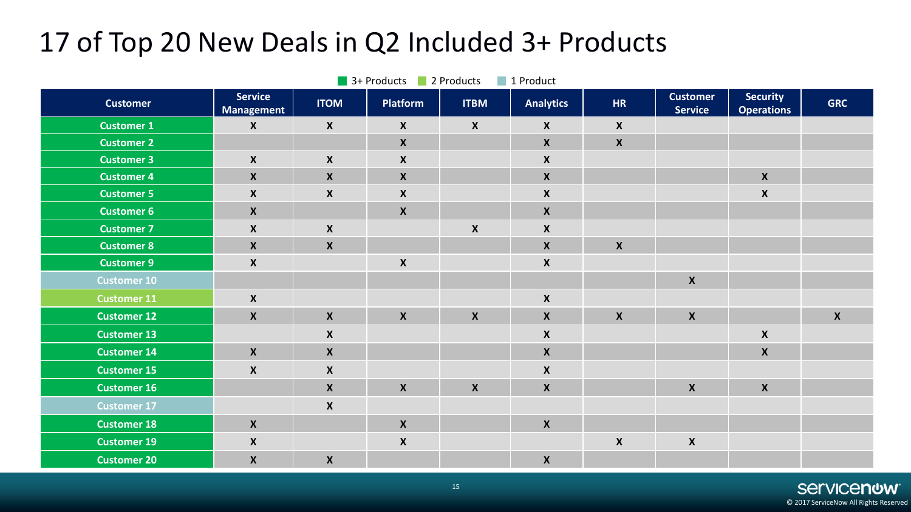# 17 of Top 20 New Deals in Q2 Included 3+ Products

3+ Products | 2 Products | 1 Product

| Customer | Service Management | ITOM | Platform | ITBM | Analytics | HR | Customer Service | Security Operations | GRC |
|---|---|---|---|---|---|---|---|---|---|
| Customer 1 | X | X | X | X | X | X | | | |
| Customer 2 | | | X | | X | X | | | |
| Customer 3 | X | X | X | | X | | | | |
| Customer 4 | X | X | X | | X | | | X | |
| Customer 5 | X | X | X | | X | | | X | |
| Customer 6 | X | | X | | X | | | | |
| Customer 7 | X | X | | X | X | | | | |
| Customer 8 | X | X | | | X | X | | | |
| Customer 9 | X | | X | | X | | | | |
| Customer 10 | | | | | | | X | | |
| Customer 11 | X | | | | X | | | | |
| Customer 12 | X | X | X | X | X | X | X | | X |
| Customer 13 | | X | | | X | | | X | |
| Customer 14 | X | X | | | X | | | X | |
| Customer 15 | X | X | | | X | | | | |
| Customer 16 | | X | X | X | X | | X | X | |
| Customer 17 | | X | | | | | | | |
| Customer 18 | X | | X | | X | | | | |
| Customer 19 | X | | X | | | X | X | | |
| Customer 20 | X | X | | | X | | | | |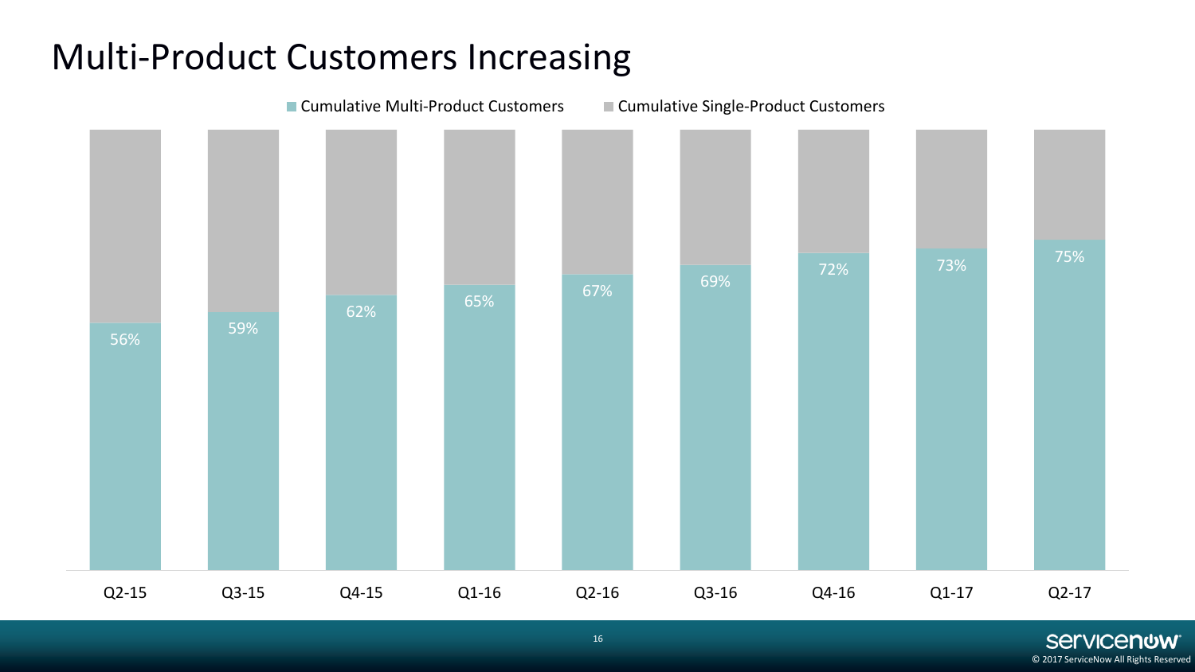# Multi-Product Customers Increasing

Cumulative Multi-Product Customers

Cumulative Single-Product Customers

56%
59%
62%
65%
67%
69%
72%
73%
75%

Q2-15
Q3-15
Q4-15
Q1-16
Q2-16
Q3-16
Q4-16
Q1-17
Q2-17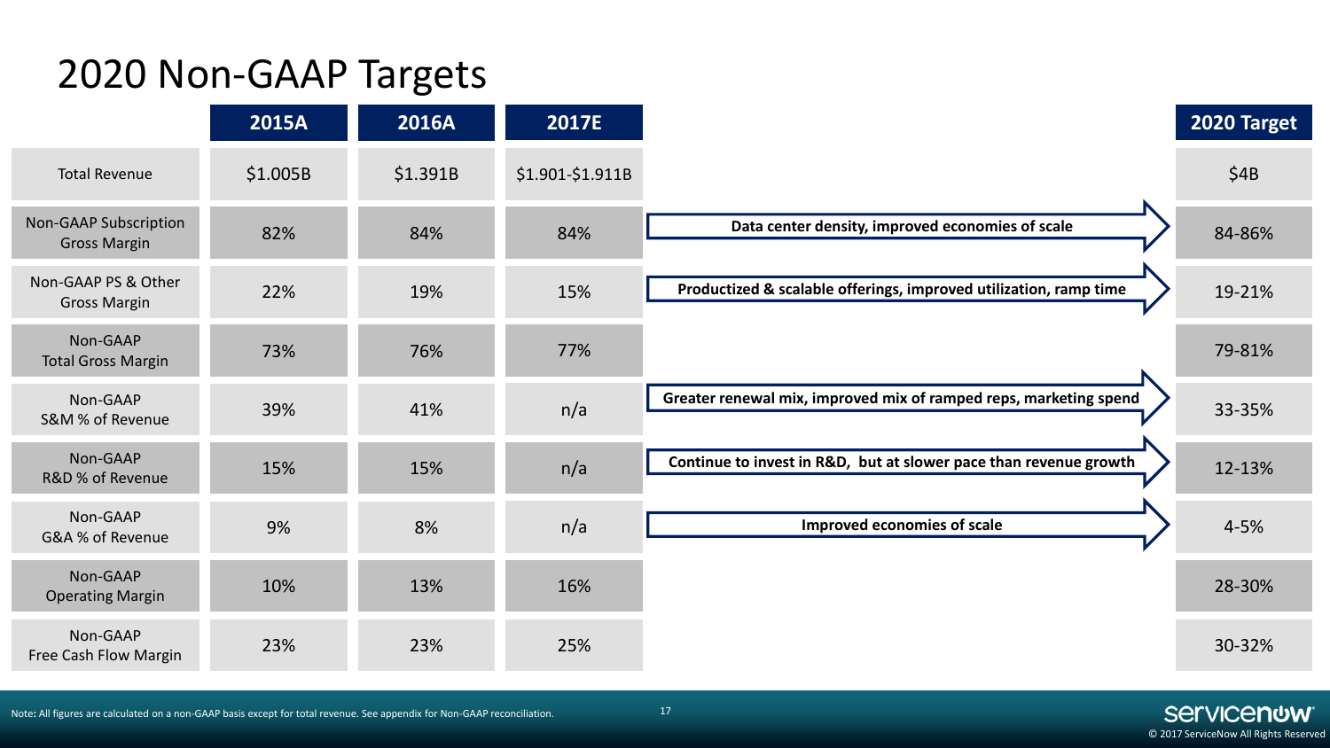# 2020 Non-GAAP Targets

| | 2015A | 2016A | 2017E | | 2020 Target |
|---|---|---|---|---|---|
| Total Revenue | $1.005B | $1.391B | $1.901-$1.911B | | $4B |
| Non-GAAP Subscription Gross Margin | 82% | 84% | 84% | Data center density, improved economies of scale | 84-86% |
| Non-GAAP PS & Other Gross Margin | 22% | 19% | 15% | Productized & scalable offerings, improved utilization, ramp time | 19-21% |
| Non-GAAP Total Gross Margin | 73% | 76% | 77% | | 79-81% |
| Non-GAAP S&M % of Revenue | 39% | 41% | n/a | Greater renewal mix, improved mix of ramped reps, marketing spend | 33-35% |
| Non-GAAP R&D % of Revenue | 15% | 15% | n/a | Continue to invest in R&D, but at slower pace than revenue growth | 12-13% |
| Non-GAAP G&A % of Revenue | 9% | 8% | n/a | Improved economies of scale | 4-5% |
| Non-GAAP Operating Margin | 10% | 13% | 16% | | 28-30% |
| Non-GAAP Free Cash Flow Margin | 23% | 23% | 25% | | 30-32% |

Note: All figures are calculated on a non-GAAP basis except for total revenue. See appendix for Non-GAAP reconciliation.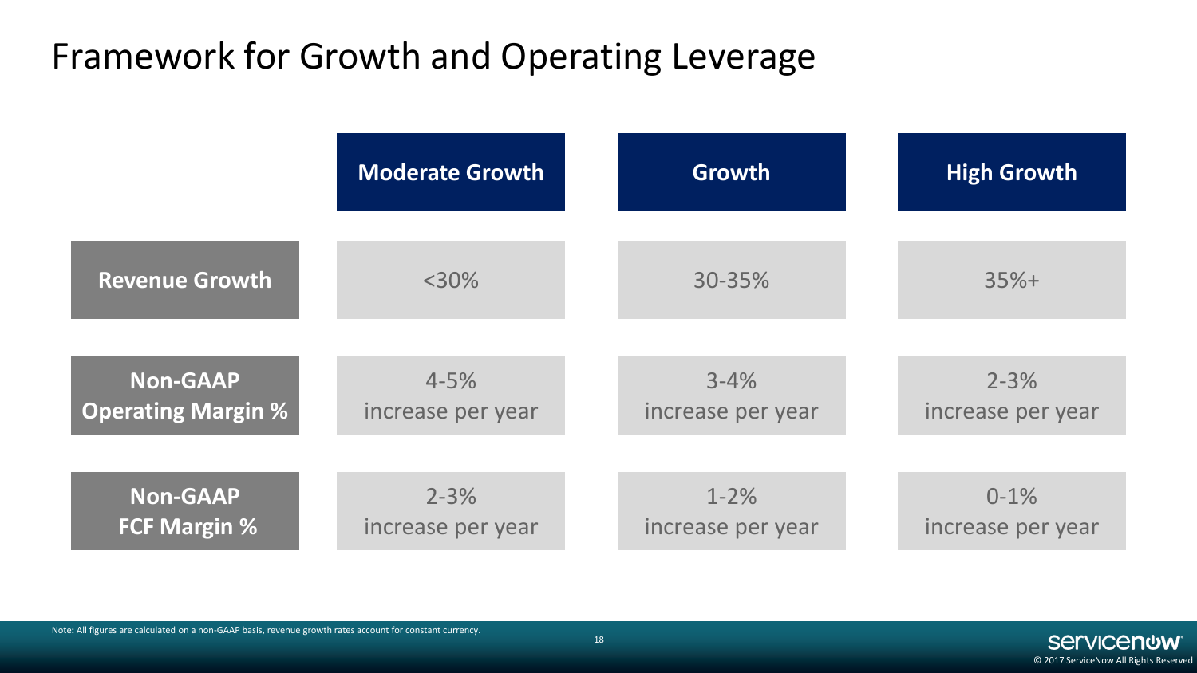# Framework for Growth and Operating Leverage

| | Moderate Growth | Growth | High Growth |
|---|---|---|---|
| **Revenue Growth** | <30% | 30-35% | 35%+ |
| **Non-GAAP Operating Margin %** | 4-5% increase per year | 3-4% increase per year | 2-3% increase per year |
| **Non-GAAP FCF Margin %** | 2-3% increase per year | 1-2% increase per year | 0-1% increase per year |

Note: All figures are calculated on a non-GAAP basis, revenue growth rates account for constant currency.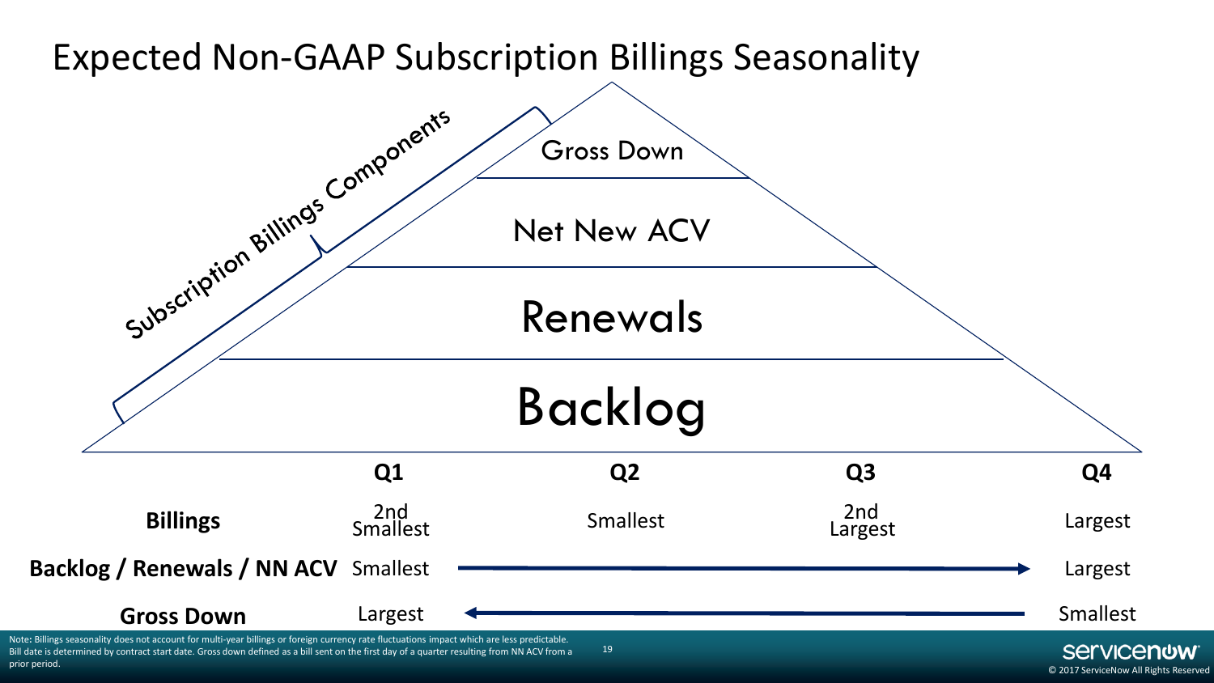# Expected Non-GAAP Subscription Billings Seasonality

Subscription Billings Components

Gross Down

Net New ACV

Renewals

Backlog

| | Q1 | Q2 | Q3 | Q4 |
|---|---|---|---|---|
| **Billings** | 2nd Smallest | Smallest | 2nd Largest | Largest |
| **Backlog / Renewals / NN ACV** | Smallest | → | → | Largest |
| **Gross Down** | Largest | ← | ← | Smallest |

Note: Billings seasonality does not account for multi-year billings or foreign currency rate fluctuations impact which are less predictable. Bill date is determined by contract start date. Gross down defined as a bill sent on the first day of a quarter resulting from NN ACV from a prior period.

© 2017 ServiceNow All Rights Reserved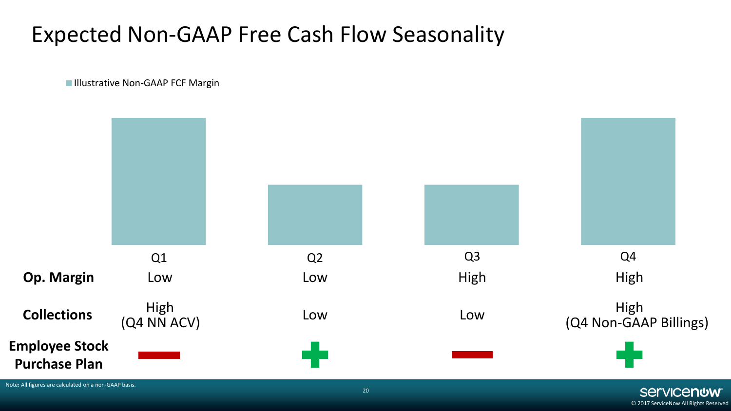# Expected Non-GAAP Free Cash Flow Seasonality

Illustrative Non-GAAP FCF Margin

| | Q1 | Q2 | Q3 | Q4 |
|---|---|---|---|---|
| **Op. Margin** | Low | Low | High | High |
| **Collections** | High (Q4 NN ACV) | Low | Low | High (Q4 Non-GAAP Billings) |
| **Employee Stock Purchase Plan** | − | + | − | + |

Note: All figures are calculated on a non-GAAP basis.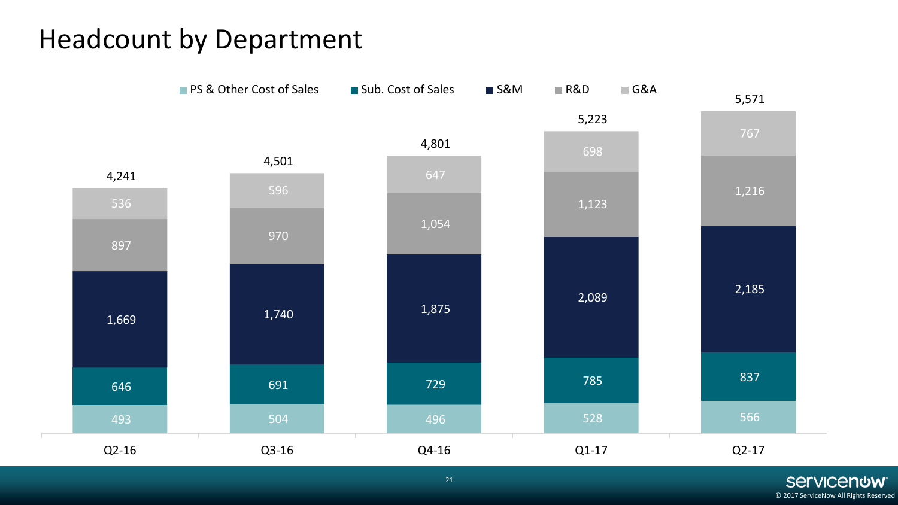# Headcount by Department

PS & Other Cost of Sales
Sub. Cost of Sales
S&M
R&D
G&A

Q2-16: 4,241; 536; 897; 1,669; 646; 493

Q3-16: 4,501; 596; 970; 1,740; 691; 504

Q4-16: 4,801; 647; 1,054; 1,875; 729; 496

Q1-17: 5,223; 698; 1,123; 2,089; 785; 528

Q2-17: 5,571; 767; 1,216; 2,185; 837; 566

© 2017 ServiceNow All Rights Reserved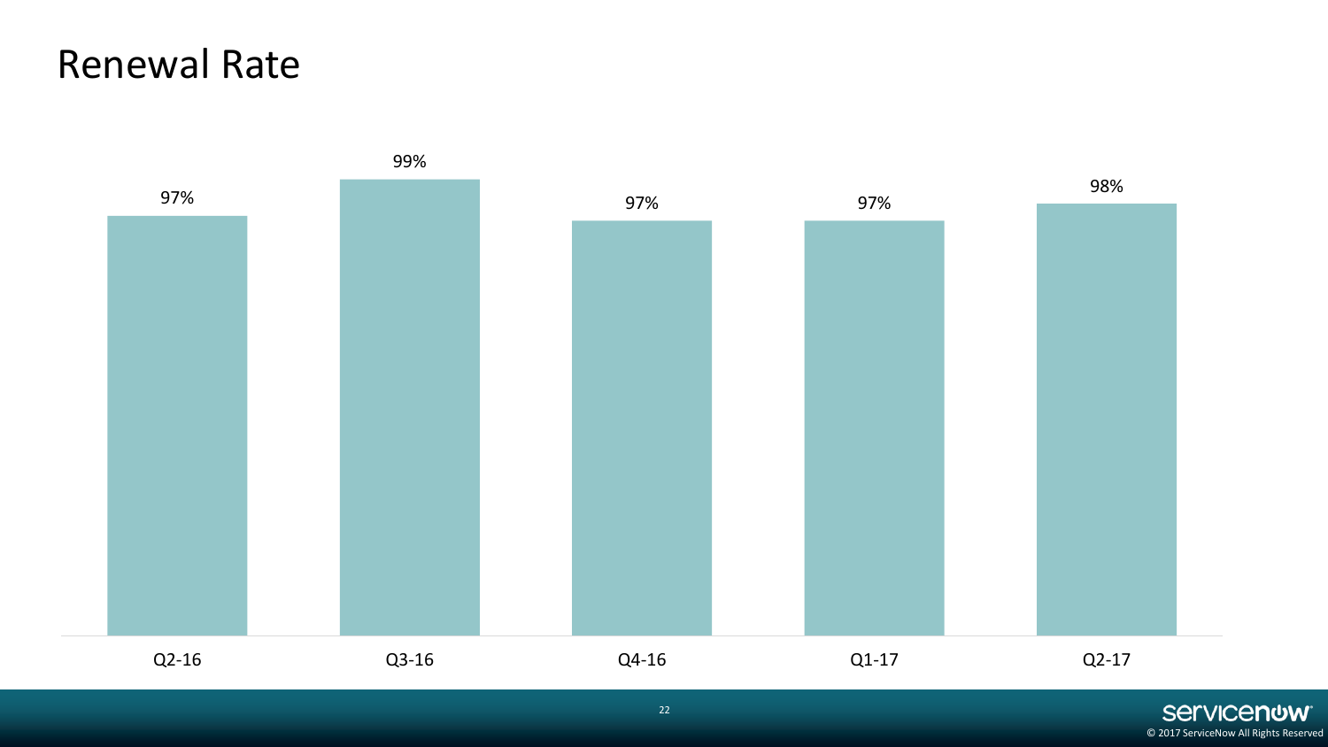# Renewal Rate

97%
99%
97%
97%
98%

Q2-16
Q3-16
Q4-16
Q1-17
Q2-17

servicenow
© 2017 ServiceNow All Rights Reserved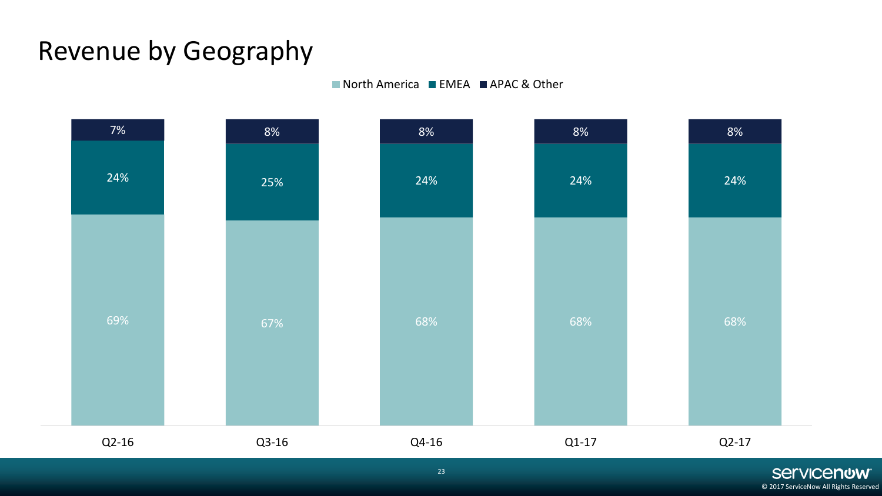# Revenue by Geography

North America
EMEA
APAC & Other

Q2-16: 69%, 24%, 7%

Q3-16: 67%, 25%, 8%

Q4-16: 68%, 24%, 8%

Q1-17: 68%, 24%, 8%

Q2-17: 68%, 24%, 8%

servicenow
© 2017 ServiceNow All Rights Reserved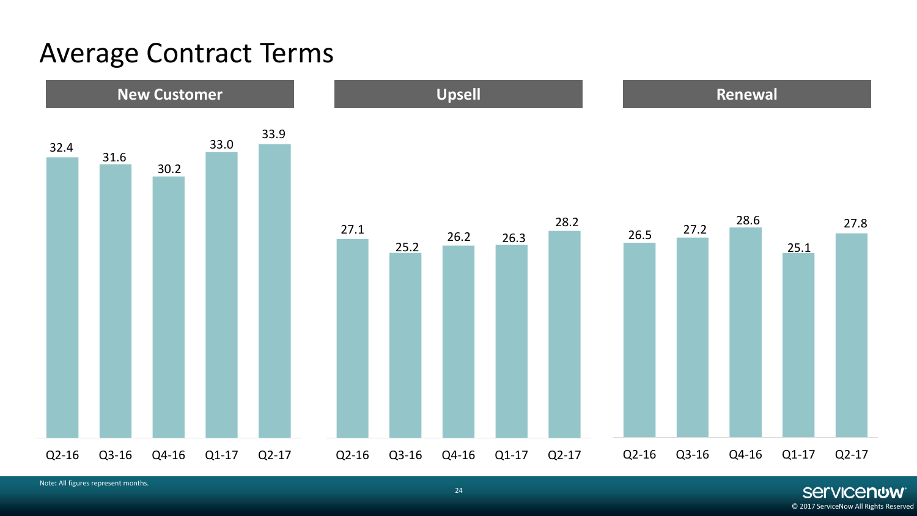# Average Contract Terms

**New Customer**

32.4
31.6
30.2
33.0
33.9

Q2-16 Q3-16 Q4-16 Q1-17 Q2-17

**Upsell**

27.1
25.2
26.2
26.3
28.2

Q2-16 Q3-16 Q4-16 Q1-17 Q2-17

**Renewal**

26.5
27.2
28.6
25.1
27.8

Q2-16 Q3-16 Q4-16 Q1-17 Q2-17

Note: All figures represent months.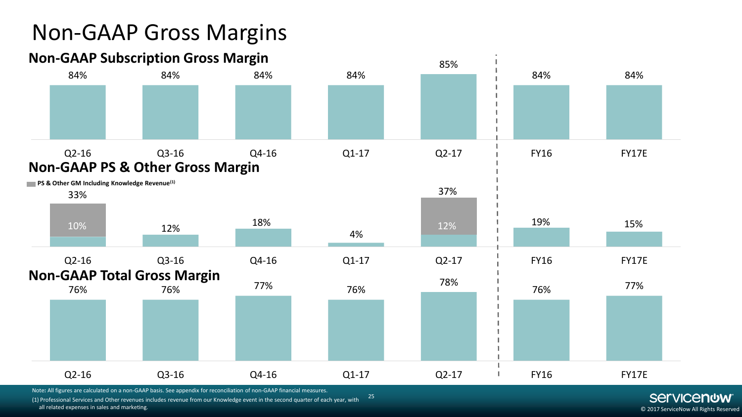# Non-GAAP Gross Margins

## Non-GAAP Subscription Gross Margin

84% 84% 84% 84% 85% 84% 84%

Q2-16 Q3-16 Q4-16 Q1-17 Q2-17 FY16 FY17E

## Non-GAAP PS & Other Gross Margin

PS & Other GM Including Knowledge Revenue[(1)]

33% 37%

10% 12% 18% 4% 12% 19% 15%

Q2-16 Q3-16 Q4-16 Q1-17 Q2-17 FY16 FY17E

## Non-GAAP Total Gross Margin

76% 76% 77% 76% 78% 76% 77%

Q2-16 Q3-16 Q4-16 Q1-17 Q2-17 FY16 FY17E

Note: All figures are calculated on a non-GAAP basis. See appendix for reconciliation of non-GAAP financial measures.

(1) Professional Services and Other revenues includes revenue from our Knowledge event in the second quarter of each year, with all related expenses in sales and marketing.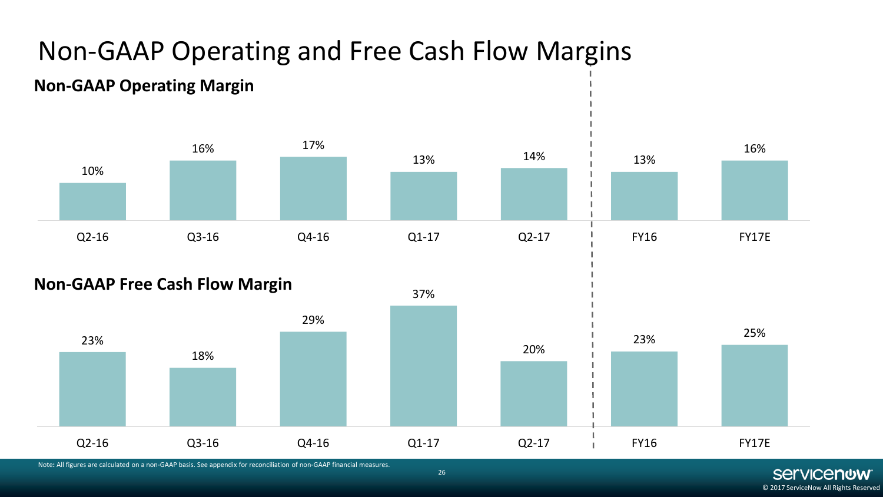# Non-GAAP Operating and Free Cash Flow Margins

**Non-GAAP Operating Margin**

10%
16%
17%
13%
14%
13%
16%

Q2-16
Q3-16
Q4-16
Q1-17
Q2-17
FY16
FY17E

**Non-GAAP Free Cash Flow Margin**

23%
18%
29%
37%
20%
23%
25%

Q2-16
Q3-16
Q4-16
Q1-17
Q2-17
FY16
FY17E

Note: All figures are calculated on a non-GAAP basis. See appendix for reconciliation of non-GAAP financial measures.

servicenow

© 2017 ServiceNow All Rights Reserved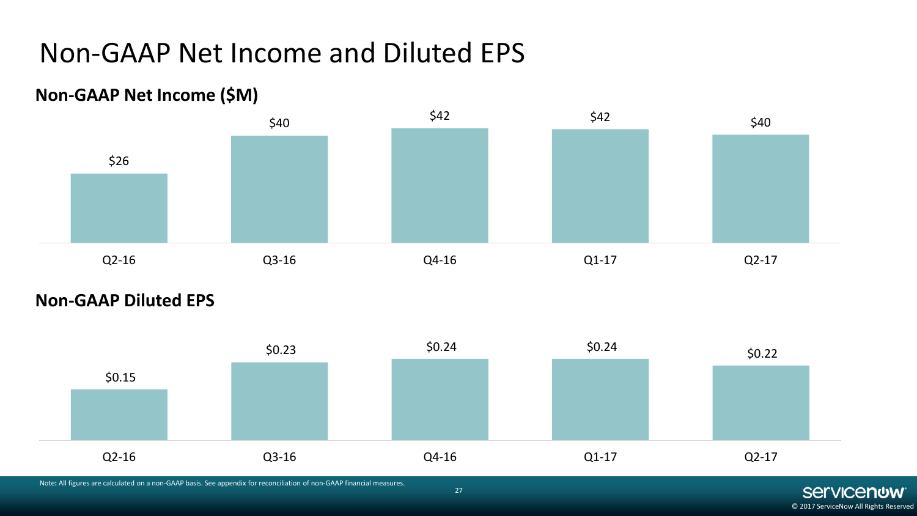# Non-GAAP Net Income and Diluted EPS

## Non-GAAP Net Income ($M)

$26
$40
$42
$42
$40

Q2-16
Q3-16
Q4-16
Q1-17
Q2-17

## Non-GAAP Diluted EPS

$0.15
$0.23
$0.24
$0.24
$0.22

Q2-16
Q3-16
Q4-16
Q1-17
Q2-17

Note: All figures are calculated on a non-GAAP basis. See appendix for reconciliation of non-GAAP financial measures.

servicenow

© 2017 ServiceNow All Rights Reserved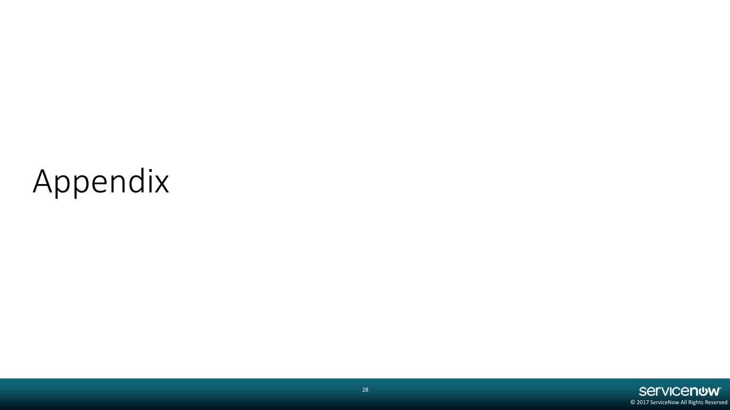# Appendix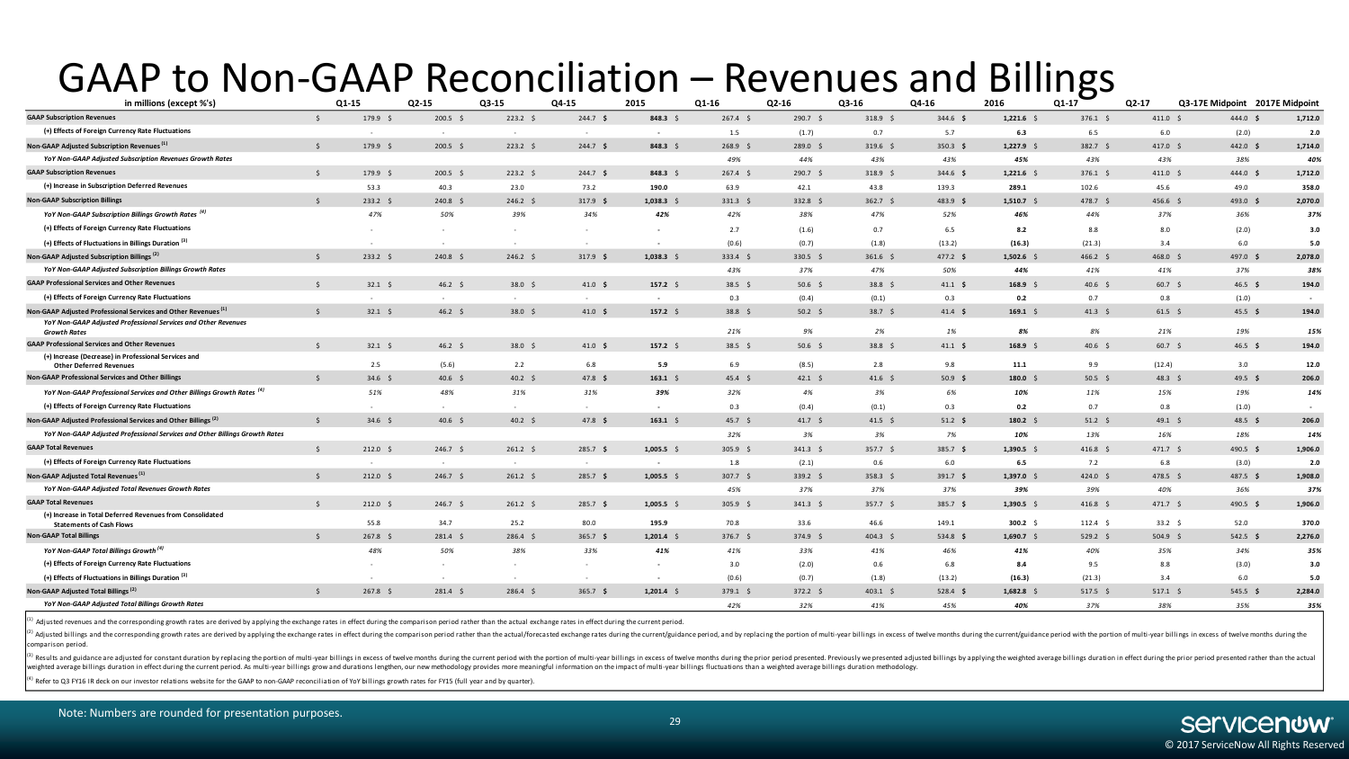# GAAP to Non-GAAP Reconciliation – Revenues and Billings

| in millions (except %'s) | Q1-15 | Q2-15 | Q3-15 | Q4-15 | 2015 | Q1-16 | Q2-16 | Q3-16 | Q4-16 | 2016 | Q1-17 | Q2-17 | Q3-17E Midpoint | 2017E Midpoint |
|---|---|---|---|---|---|---|---|---|---|---|---|---|---|---|
| GAAP Subscription Revenues | $ 179.9 | $ 200.5 | $ 223.2 | $ 244.7 | $ 848.3 | $ 267.4 | $ 290.7 | $ 318.9 | $ 344.6 | $ 1,221.6 | $ 376.1 | $ 411.0 | $ 444.0 | $ 1,712.0 |
| (+) Effects of Foreign Currency Rate Fluctuations | - | - | - | - | - | 1.5 | (1.7) | 0.7 | 5.7 | 6.3 | 6.5 | 6.0 | (2.0) | 2.0 |
| Non-GAAP Adjusted Subscription Revenues [1] | $ 179.9 | $ 200.5 | $ 223.2 | $ 244.7 | $ 848.3 | $ 268.9 | $ 289.0 | $ 319.6 | $ 350.3 | $ 1,227.9 | $ 382.7 | $ 417.0 | $ 442.0 | $ 1,714.0 |
| *YoY Non-GAAP Adjusted Subscription Revenues Growth Rates* | | | | | | *49%* | *44%* | *43%* | *43%* | *45%* | *43%* | *43%* | *38%* | *40%* |
| GAAP Subscription Revenues | $ 179.9 | $ 200.5 | $ 223.2 | $ 244.7 | $ 848.3 | $ 267.4 | $ 290.7 | $ 318.9 | $ 344.6 | $ 1,221.6 | $ 376.1 | $ 411.0 | $ 444.0 | $ 1,712.0 |
| (+) Increase in Subscription Deferred Revenues | 53.3 | 40.3 | 23.0 | 73.2 | 190.0 | 63.9 | 42.1 | 43.8 | 139.3 | 289.1 | 102.6 | 45.6 | 49.0 | 358.0 |
| Non-GAAP Subscription Billings | $ 233.2 | $ 240.8 | $ 246.2 | $ 317.9 | $ 1,038.3 | $ 331.3 | $ 332.8 | $ 362.7 | $ 483.9 | $ 1,510.7 | $ 478.7 | $ 456.6 | $ 493.0 | $ 2,070.0 |
| *YoY Non-GAAP Subscription Billings Growth Rates* [4] | *47%* | *50%* | *39%* | *34%* | *42%* | *42%* | *38%* | *47%* | *52%* | *46%* | *44%* | *37%* | *36%* | *37%* |
| (+) Effects of Foreign Currency Rate Fluctuations | - | - | - | - | - | 2.7 | (1.6) | 0.7 | 6.5 | 8.2 | 8.8 | 8.0 | (2.0) | 3.0 |
| (+) Effects of Fluctuations in Billings Duration [3] | - | - | - | - | - | (0.6) | (0.7) | (1.8) | (13.2) | (16.3) | (21.3) | 3.4 | 6.0 | 5.0 |
| Non-GAAP Adjusted Subscription Billings [2] | $ 233.2 | $ 240.8 | $ 246.2 | $ 317.9 | $ 1,038.3 | $ 333.4 | $ 330.5 | $ 361.6 | $ 477.2 | $ 1,502.6 | $ 466.2 | $ 468.0 | $ 497.0 | $ 2,078.0 |
| *YoY Non-GAAP Adjusted Subscription Billings Growth Rates* | | | | | | *43%* | *37%* | *47%* | *50%* | *44%* | *41%* | *41%* | *37%* | *38%* |
| GAAP Professional Services and Other Revenues | $ 32.1 | $ 46.2 | $ 38.0 | $ 41.0 | $ 157.2 | $ 38.5 | $ 50.6 | $ 38.8 | $ 41.1 | $ 168.9 | $ 40.6 | $ 60.7 | $ 46.5 | $ 194.0 |
| (+) Effects of Foreign Currency Rate Fluctuations | - | - | - | - | - | 0.3 | (0.4) | (0.1) | 0.3 | 0.2 | 0.7 | 0.8 | (1.0) | - |
| Non-GAAP Adjusted Professional Services and Other Revenues [1] | $ 32.1 | $ 46.2 | $ 38.0 | $ 41.0 | $ 157.2 | $ 38.8 | $ 50.2 | $ 38.7 | $ 41.4 | $ 169.1 | $ 41.3 | $ 61.5 | $ 45.5 | $ 194.0 |
| *YoY Non-GAAP Adjusted Professional Services and Other Revenues Growth Rates* | | | | | | *21%* | *9%* | *2%* | *1%* | *8%* | *8%* | *21%* | *19%* | *15%* |
| GAAP Professional Services and Other Revenues | $ 32.1 | $ 46.2 | $ 38.0 | $ 41.0 | $ 157.2 | $ 38.5 | $ 50.6 | $ 38.8 | $ 41.1 | $ 168.9 | $ 40.6 | $ 60.7 | $ 46.5 | $ 194.0 |
| (+) Increase (Decrease) in Professional Services and Other Deferred Revenues | 2.5 | (5.6) | 2.2 | 6.8 | 5.9 | 6.9 | (8.5) | 2.8 | 9.8 | 11.1 | 9.9 | (12.4) | 3.0 | 12.0 |
| Non-GAAP Professional Services and Other Billings | $ 34.6 | $ 40.6 | $ 40.2 | $ 47.8 | $ 163.1 | $ 45.4 | $ 42.1 | $ 41.6 | $ 50.9 | $ 180.0 | $ 50.5 | $ 48.3 | $ 49.5 | $ 206.0 |
| *YoY Non-GAAP Professional Services and Other Billings Growth Rates* [4] | *51%* | *48%* | *31%* | *31%* | *39%* | *32%* | *4%* | *3%* | *6%* | *10%* | *11%* | *15%* | *19%* | *14%* |
| (+) Effects of Foreign Currency Rate Fluctuations | - | - | - | - | - | 0.3 | (0.4) | (0.1) | 0.3 | 0.2 | 0.7 | 0.8 | (1.0) | - |
| Non-GAAP Adjusted Professional Services and Other Billings [2] | $ 34.6 | $ 40.6 | $ 40.2 | $ 47.8 | $ 163.1 | $ 45.7 | $ 41.7 | $ 41.5 | $ 51.2 | $ 180.2 | $ 51.2 | $ 49.1 | $ 48.5 | $ 206.0 |
| *YoY Non-GAAP Adjusted Professional Services and Other Billings Growth Rates* | | | | | | *32%* | *3%* | *3%* | *7%* | *10%* | *13%* | *16%* | *18%* | *14%* |
| GAAP Total Revenues | $ 212.0 | $ 246.7 | $ 261.2 | $ 285.7 | $ 1,005.5 | $ 305.9 | $ 341.3 | $ 357.7 | $ 385.7 | $ 1,390.5 | $ 416.8 | $ 471.7 | $ 490.5 | $ 1,906.0 |
| (+) Effects of Foreign Currency Rate Fluctuations | - | - | - | - | - | 1.8 | (2.1) | 0.6 | 6.0 | 6.5 | 7.2 | 6.8 | (3.0) | 2.0 |
| Non-GAAP Adjusted Total Revenues [1] | $ 212.0 | $ 246.7 | $ 261.2 | $ 285.7 | $ 1,005.5 | $ 307.7 | $ 339.2 | $ 358.3 | $ 391.7 | $ 1,397.0 | $ 424.0 | $ 478.5 | $ 487.5 | $ 1,908.0 |
| *YoY Non-GAAP Adjusted Total Revenues Growth Rates* | | | | | | *45%* | *37%* | *37%* | *37%* | *39%* | *39%* | *40%* | *36%* | *37%* |
| GAAP Total Revenues | $ 212.0 | $ 246.7 | $ 261.2 | $ 285.7 | $ 1,005.5 | $ 305.9 | $ 341.3 | $ 357.7 | $ 385.7 | $ 1,390.5 | $ 416.8 | $ 471.7 | $ 490.5 | $ 1,906.0 |
| (+) Increase in Total Deferred Revenues from Consolidated Statements of Cash Flows | 55.8 | 34.7 | 25.2 | 80.0 | 195.9 | 70.8 | 33.6 | 46.6 | 149.1 | 300.2 | 112.4 | 33.2 | 52.0 | 370.0 |
| Non-GAAP Total Billings | $ 267.8 | $ 281.4 | $ 286.4 | $ 365.7 | $ 1,201.4 | $ 376.7 | $ 374.9 | $ 404.3 | $ 534.8 | $ 1,690.7 | $ 529.2 | $ 504.9 | $ 542.5 | $ 2,276.0 |
| *YoY Non-GAAP Total Billings Growth* [4] | *48%* | *50%* | *38%* | *33%* | *41%* | *41%* | *33%* | *41%* | *46%* | *41%* | *40%* | *35%* | *34%* | *35%* |
| (+) Effects of Foreign Currency Rate Fluctuations | - | - | - | - | - | 3.0 | (2.0) | 0.6 | 6.8 | 8.4 | 9.5 | 8.8 | (3.0) | 3.0 |
| (+) Effects of Fluctuations in Billings Duration [3] | - | - | - | - | - | (0.6) | (0.7) | (1.8) | (13.2) | (16.3) | (21.3) | 3.4 | 6.0 | 5.0 |
| Non-GAAP Adjusted Total Billings [2] | $ 267.8 | $ 281.4 | $ 286.4 | $ 365.7 | $ 1,201.4 | $ 379.1 | $ 372.2 | $ 403.1 | $ 528.4 | $ 1,682.8 | $ 517.5 | $ 517.1 | $ 545.5 | $ 2,284.0 |
| *YoY Non-GAAP Adjusted Total Billings Growth Rates* | | | | | | *42%* | *32%* | *41%* | *45%* | *40%* | *37%* | *38%* | *35%* | *35%* |

[1] Adjusted revenues and the corresponding growth rates are derived by applying the exchange rates in effect during the comparison period rather than the actual exchange rates in effect during the current period.

[2] Adjusted billings and the corresponding growth rates are derived by applying the exchange rates in effect during the comparison period rather than the actual/forecasted exchange rates during the current/guidance period, and by replacing the portion of multi-year billings in excess of twelve months during the current/guidance period with the portion of multi-year billings in excess of twelve months during the comparison period.

[3] Results and guidance are adjusted for constant duration by replacing the portion of multi-year billings in excess of twelve months during the current period with the portion of multi-year billings in excess of twelve months during the prior period presented. Previously we presented adjusted billings by applying the weighted average billings duration in effect during the prior period presented rather than the actual weighted average billings duration in effect during the current period. As multi-year billings grow and durations lengthen, our new methodology provides more meaningful information on the impact of multi-year billings fluctuations than a weighted average billings duration methodology.

[4] Refer to Q3 FY16 IR deck on our investor relations website for the GAAP to non-GAAP reconciliation of YoY billings growth rates for FY15 (full year and by quarter).

Note: Numbers are rounded for presentation purposes.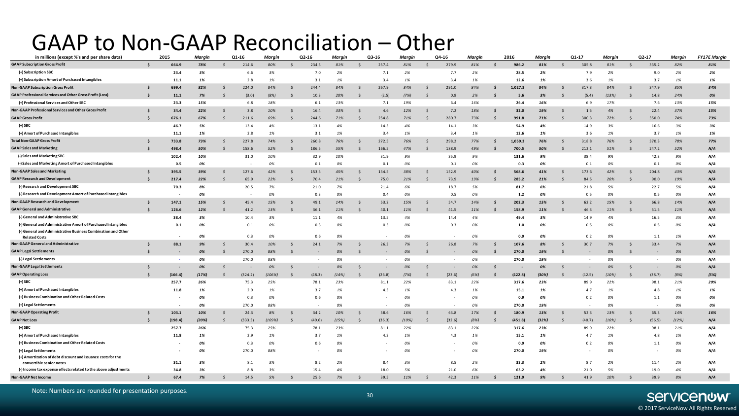# GAAP to Non-GAAP Reconciliation – Other

| in millions (except %'s and per share data) | 2015 | Margin | Q1-16 | Margin | Q2-16 | Margin | Q3-16 | Margin | Q4-16 | Margin | 2016 | Margin | Q1-17 | Margin | Q2-17 | Margin | FY17E Margin |
|---|---|---|---|---|---|---|---|---|---|---|---|---|---|---|---|---|---|
| **GAAP Subscription Gross Profit** | $ 664.9 | 78% | $ 214.6 | 80% | $ 234.3 | 81% | $ 257.4 | 81% | $ 279.9 | 81% | $ 986.2 | 81% | $ 305.8 | 81% | $ 335.2 | 82% | 81% |
| (+) Subscription SBC | 23.4 | 3% | 6.6 | 3% | 7.0 | 2% | 7.1 | 2% | 7.7 | 2% | 28.5 | 2% | 7.9 | 2% | 9.0 | 2% | 2% |
| (+) Subscription Amort of Purchased Intangibles | 11.1 | 1% | 2.8 | 1% | 3.1 | 1% | 3.4 | 1% | 3.4 | 1% | 12.6 | 1% | 3.6 | 1% | 3.7 | 1% | 1% |
| **Non-GAAP Subscription Gross Profit** | $ 699.4 | 82% | $ 224.0 | 84% | $ 244.4 | 84% | $ 267.9 | 84% | $ 291.0 | 84% | $ 1,027.3 | 84% | $ 317.3 | 84% | $ 347.9 | 85% | 84% |
| **GAAP Professional Services and Other Gross Profit (Loss)** | $ 11.1 | 7% | $ (3.0) | (8%) | $ 10.3 | 20% | $ (2.5) | (7%) | $ 0.8 | 2% | $ 5.6 | 3% | $ (5.4) | (13%) | $ 14.8 | 24% | 0% |
| (+) Professional Services and Other SBC | 23.3 | 15% | 6.8 | 18% | 6.1 | 13% | 7.1 | 19% | 6.4 | 16% | 26.4 | 16% | 6.9 | 17% | 7.6 | 13% | 15% |
| **Non-GAAP Professional Services and Other Gross Profit** | $ 34.4 | 22% | $ 3.8 | 10% | $ 16.4 | 33% | $ 4.6 | 12% | $ 7.2 | 18% | $ 32.0 | 19% | $ 1.5 | 4% | $ 22.4 | 37% | 15% |
| **GAAP Gross Profit** | $ 676.1 | 67% | $ 211.6 | 69% | $ 244.6 | 71% | $ 254.8 | 71% | $ 280.7 | 73% | $ 991.8 | 71% | $ 300.3 | 72% | $ 350.0 | 74% | 73% |
| (+) SBC | 46.7 | 5% | 13.4 | 4% | 13.1 | 4% | 14.3 | 4% | 14.1 | 3% | 54.9 | 4% | 14.9 | 3% | 16.6 | 3% | 3% |
| (+) Amort of Purchased Intangibles | 11.1 | 1% | 2.8 | 1% | 3.1 | 1% | 3.4 | 1% | 3.4 | 1% | 12.6 | 1% | 3.6 | 1% | 3.7 | 1% | 1% |
| **Total Non-GAAP Gross Profit** | $ 733.8 | 73% | $ 227.8 | 74% | $ 260.8 | 76% | $ 272.5 | 76% | $ 298.2 | 77% | $ 1,059.3 | 76% | $ 318.8 | 76% | $ 370.3 | 78% | 77% |
| **GAAP Sales and Marketing** | $ 498.4 | 50% | $ 158.6 | 52% | $ 186.5 | 55% | $ 166.5 | 47% | $ 188.9 | 49% | $ 700.5 | 50% | $ 212.1 | 51% | $ 247.2 | 52% | N/A |
| (-) Sales and Marketing SBC | 102.4 | 10% | 31.0 | 10% | 32.9 | 10% | 31.9 | 9% | 35.9 | 9% | 131.6 | 9% | 38.4 | 9% | 42.3 | 9% | N/A |
| (-) Sales and Marketing Amort of Purchased Intangibles | 0.5 | 0% | - | 0% | 0.1 | 0% | 0.1 | 0% | 0.1 | 0% | 0.3 | 0% | 0.1 | 0% | 0.1 | 0% | N/A |
| **Non-GAAP Sales and Marketing** | $ 395.5 | 39% | $ 127.6 | 42% | $ 153.5 | 45% | $ 134.5 | 38% | $ 152.9 | 40% | $ 568.6 | 41% | $ 173.6 | 42% | $ 204.8 | 43% | N/A |
| **GAAP Research and Development** | $ 217.4 | 22% | $ 65.9 | 22% | $ 70.4 | 21% | $ 75.0 | 21% | $ 73.9 | 19% | $ 285.2 | 21% | $ 84.5 | 20% | $ 90.0 | 19% | N/A |
| (-) Research and Development SBC | 70.3 | 8% | 20.5 | 7% | 21.0 | 7% | 21.4 | 6% | 18.7 | 5% | 81.7 | 6% | 21.8 | 5% | 22.7 | 5% | N/A |
| (-) Research and Development Amort of Purchased Intangibles | - | 0% | - | 0% | 0.3 | 0% | 0.4 | 0% | 0.5 | 0% | 1.2 | 0% | 0.5 | 0% | 0.5 | 0% | N/A |
| **Non-GAAP Research and Development** | $ 147.1 | 15% | $ 45.4 | 15% | $ 49.1 | 14% | $ 53.2 | 15% | $ 54.7 | 14% | $ 202.3 | 15% | $ 62.2 | 15% | $ 66.8 | 14% | N/A |
| **GAAP General and Administrative** | $ 126.6 | 12% | $ 41.2 | 13% | $ 36.1 | 11% | $ 40.1 | 11% | $ 41.5 | 11% | $ 158.9 | 11% | $ 46.3 | 11% | $ 51.5 | 11% | N/A |
| (-) General and Administrative SBC | 38.4 | 3% | 10.4 | 3% | 11.1 | 4% | 13.5 | 4% | 14.4 | 4% | 49.4 | 3% | 14.9 | 4% | 16.5 | 3% | N/A |
| (-) General and Administrative Amort of Purchased Intangibles | 0.1 | 0% | 0.1 | 0% | 0.3 | 0% | 0.3 | 0% | 0.3 | 0% | 1.0 | 0% | 0.5 | 0% | 0.5 | 0% | N/A |
| (-) General and Administrative Business Combination and Other Related Costs | - | 0% | 0.3 | 0% | 0.6 | 0% | - | 0% | - | 0% | 0.9 | 0% | 0.2 | 0% | 1.1 | 1% | N/A |
| **Non-GAAP General and Administrative** | $ 88.1 | 9% | $ 30.4 | 10% | $ 24.1 | 7% | $ 26.3 | 7% | $ 26.8 | 7% | $ 107.6 | 8% | $ 30.7 | 7% | $ 33.4 | 7% | N/A |
| **GAAP Legal Settlements** | $ - | 0% | $ 270.0 | 88% | $ - | 0% | $ - | 0% | $ - | 0% | $ 270.0 | 19% | $ - | 0% | $ - | 0% | N/A |
| (-) Legal Settlements | - | 0% | 270.0 | 88% | - | 0% | - | 0% | - | 0% | 270.0 | 19% | - | 0% | - | 0% | N/A |
| **Non-GAAP Legal Settlements** | $ - | 0% | $ - | 0% | $ - | 0% | $ - | 0% | $ - | 0% | $ - | 0% | $ - | 0% | $ - | 0% | N/A |
| **GAAP Operating Loss** | $ (166.4) | (17%) | $ (324.2) | (106%) | $ (48.3) | (14%) | $ (26.8) | (7%) | $ (23.6) | (6%) | $ (422.8) | (30%) | $ (42.5) | (10%) | $ (38.7) | (8%) | (5%) |
| (+) SBC | 257.7 | 26% | 75.3 | 25% | 78.1 | 23% | 81.1 | 22% | 83.1 | 22% | 317.6 | 23% | 89.9 | 22% | 98.1 | 21% | 20% |
| (+) Amort of Purchased Intangibles | 11.8 | 1% | 2.9 | 1% | 3.7 | 1% | 4.3 | 1% | 4.3 | 1% | 15.1 | 1% | 4.7 | 1% | 4.8 | 1% | 1% |
| (+) Business Combination and Other Related Costs | - | 0% | 0.3 | 0% | 0.6 | 0% | - | 0% | - | 0% | 0.9 | 0% | 0.2 | 0% | 1.1 | 0% | 0% |
| (+) Legal Settlements | - | 0% | 270.0 | 88% | - | 0% | - | 0% | - | 0% | 270.0 | 19% | - | 0% | - | 0% | 0% |
| **Non-GAAP Operating Profit** | $ 103.1 | 10% | $ 24.3 | 8% | $ 34.2 | 10% | $ 58.6 | 16% | $ 63.8 | 17% | $ 180.9 | 13% | $ 52.3 | 13% | $ 65.3 | 14% | 16% |
| **GAAP Net Loss** | $ (198.4) | (20%) | $ (333.3) | (109%) | $ (49.6) | (15%) | $ (36.3) | (10%) | $ (32.6) | (8%) | $ (451.8) | (32%) | $ (40.7) | (10%) | $ (56.5) | (12%) | N/A |
| (+) SBC | 257.7 | 26% | 75.3 | 25% | 78.1 | 23% | 81.1 | 22% | 83.1 | 22% | 317.6 | 23% | 89.9 | 22% | 98.1 | 21% | N/A |
| (+) Amort of Purchased Intangibles | 11.8 | 1% | 2.9 | 1% | 3.7 | 1% | 4.3 | 1% | 4.3 | 1% | 15.1 | 1% | 4.7 | 1% | 4.8 | 1% | N/A |
| (+) Business Combination and Other Related Costs | - | 0% | 0.3 | 0% | 0.6 | 0% | - | 0% | - | 0% | 0.9 | 0% | 0.2 | 0% | 1.1 | 0% | N/A |
| (+) Legal Settlements | - | 0% | 270.0 | 88% | - | 0% | - | 0% | - | 0% | 270.0 | 19% | - | 0% | - | 0% | N/A |
| (+) Amortization of debt discount and issuance costs for the convertible senior notes | 31.1 | 3% | 8.1 | 3% | 8.2 | 2% | 8.4 | 3% | 8.5 | 2% | 33.3 | 2% | 8.7 | 2% | 11.4 | 2% | N/A |
| (-) Income tax expense effects related to the above adjustments | 34.8 | 3% | 8.8 | 3% | 15.4 | 4% | 18.0 | 5% | 21.0 | 6% | 63.2 | 4% | 21.0 | 5% | 19.0 | 4% | N/A |
| **Non-GAAP Net Income** | $ 67.4 | 7% | $ 14.5 | 5% | $ 25.6 | 7% | $ 39.5 | 11% | $ 42.3 | 11% | $ 121.9 | 9% | $ 41.9 | 10% | $ 39.9 | 8% | N/A |

Note: Numbers are rounded for presentation purposes.

© 2017 ServiceNow All Rights Reserved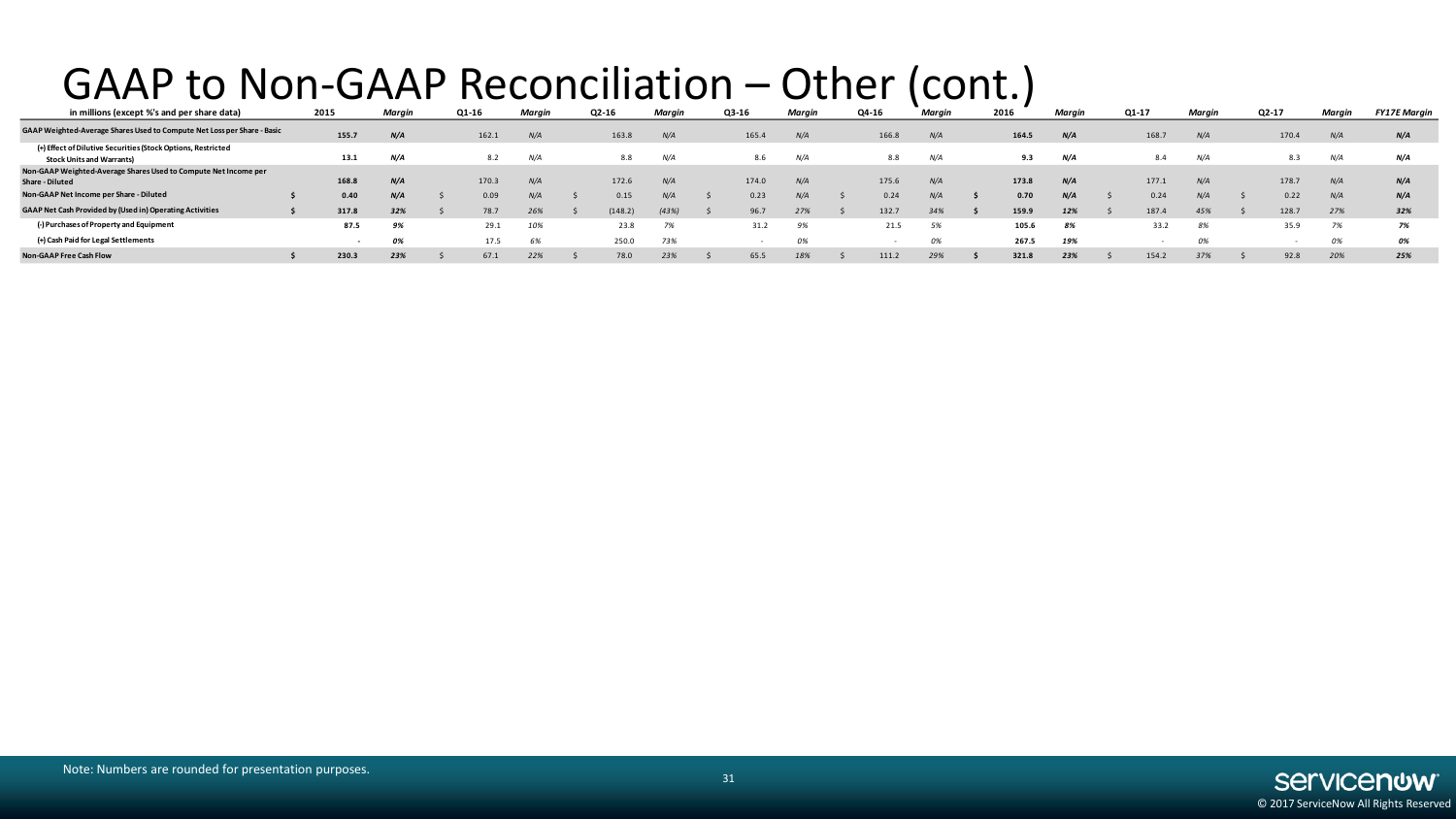# GAAP to Non-GAAP Reconciliation – Other (cont.)

| in millions (except %'s and per share data) | 2015 | Margin | Q1-16 | Margin | Q2-16 | Margin | Q3-16 | Margin | Q4-16 | Margin | 2016 | Margin | Q1-17 | Margin | Q2-17 | Margin | FY17E Margin |
|---|---|---|---|---|---|---|---|---|---|---|---|---|---|---|---|---|---|
| GAAP Weighted-Average Shares Used to Compute Net Loss per Share - Basic | 155.7 | N/A | 162.1 | N/A | 163.8 | N/A | 165.4 | N/A | 166.8 | N/A | 164.5 | N/A | 168.7 | N/A | 170.4 | N/A | N/A |
| (+) Effect of Dilutive Securities (Stock Options, Restricted Stock Units and Warrants) | 13.1 | N/A | 8.2 | N/A | 8.8 | N/A | 8.6 | N/A | 8.8 | N/A | 9.3 | N/A | 8.4 | N/A | 8.3 | N/A | N/A |
| Non-GAAP Weighted-Average Shares Used to Compute Net Income per Share - Diluted | 168.8 | N/A | 170.3 | N/A | 172.6 | N/A | 174.0 | N/A | 175.6 | N/A | 173.8 | N/A | 177.1 | N/A | 178.7 | N/A | N/A |
| Non-GAAP Net Income per Share - Diluted | $ 0.40 | N/A | $ 0.09 | N/A | $ 0.15 | N/A | $ 0.23 | N/A | $ 0.24 | N/A | $ 0.70 | N/A | $ 0.24 | N/A | $ 0.22 | N/A | N/A |
| GAAP Net Cash Provided by (Used in) Operating Activities | $ 317.8 | 32% | $ 78.7 | 26% | $ (148.2) | (43%) | $ 96.7 | 27% | $ 132.7 | 34% | $ 159.9 | 12% | $ 187.4 | 45% | $ 128.7 | 27% | 32% |
| (-) Purchases of Property and Equipment | 87.5 | 9% | 29.1 | 10% | 23.8 | 7% | 31.2 | 9% | 21.5 | 5% | 105.6 | 8% | 33.2 | 8% | 35.9 | 7% | 7% |
| (+) Cash Paid for Legal Settlements | - | 0% | 17.5 | 6% | 250.0 | 73% | - | 0% | - | 0% | 267.5 | 19% | - | 0% | - | 0% | 0% |
| Non-GAAP Free Cash Flow | $ 230.3 | 23% | $ 67.1 | 22% | $ 78.0 | 23% | $ 65.5 | 18% | $ 111.2 | 29% | $ 321.8 | 23% | $ 154.2 | 37% | $ 92.8 | 20% | 25% |

Note: Numbers are rounded for presentation purposes.

© 2017 ServiceNow All Rights Reserved